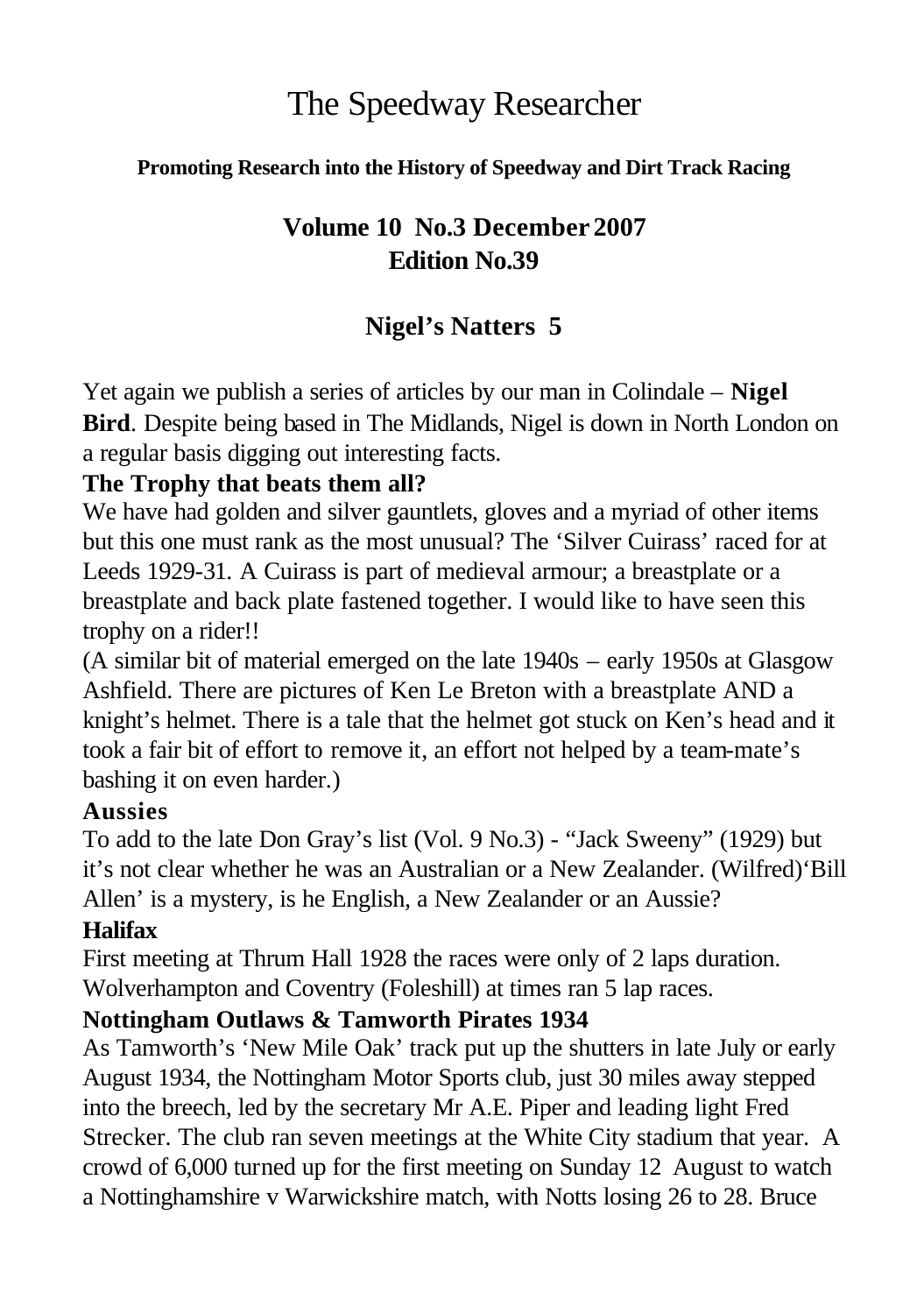# The Speedway Researcher

**Promoting Research into the History of Speedway and Dirt Track Racing**

**Volume 10 No.3 December 2007**
**Edition No.39**

## Nigel's Natters 5

Yet again we publish a series of articles by our man in Colindale – **Nigel Bird**. Despite being based in The Midlands, Nigel is down in North London on a regular basis digging out interesting facts.

### The Trophy that beats them all?

We have had golden and silver gauntlets, gloves and a myriad of other items but this one must rank as the most unusual? The 'Silver Cuirass' raced for at Leeds 1929-31. A Cuirass is part of medieval armour; a breastplate or a breastplate and back plate fastened together. I would like to have seen this trophy on a rider!!

(A similar bit of material emerged on the late 1940s – early 1950s at Glasgow Ashfield. There are pictures of Ken Le Breton with a breastplate AND a knight's helmet. There is a tale that the helmet got stuck on Ken's head and it took a fair bit of effort to remove it, an effort not helped by a team-mate's bashing it on even harder.)

### Aussies

To add to the late Don Gray's list (Vol. 9 No.3) - "Jack Sweeny" (1929) but it's not clear whether he was an Australian or a New Zealander. (Wilfred)'Bill Allen' is a mystery, is he English, a New Zealander or an Aussie?

### Halifax

First meeting at Thrum Hall 1928 the races were only of 2 laps duration. Wolverhampton and Coventry (Foleshill) at times ran 5 lap races.

### Nottingham Outlaws & Tamworth Pirates 1934

As Tamworth's 'New Mile Oak' track put up the shutters in late July or early August 1934, the Nottingham Motor Sports club, just 30 miles away stepped into the breech, led by the secretary Mr A.E. Piper and leading light Fred Strecker. The club ran seven meetings at the White City stadium that year. A crowd of 6,000 turned up for the first meeting on Sunday 12 August to watch a Nottinghamshire v Warwickshire match, with Notts losing 26 to 28. Bruce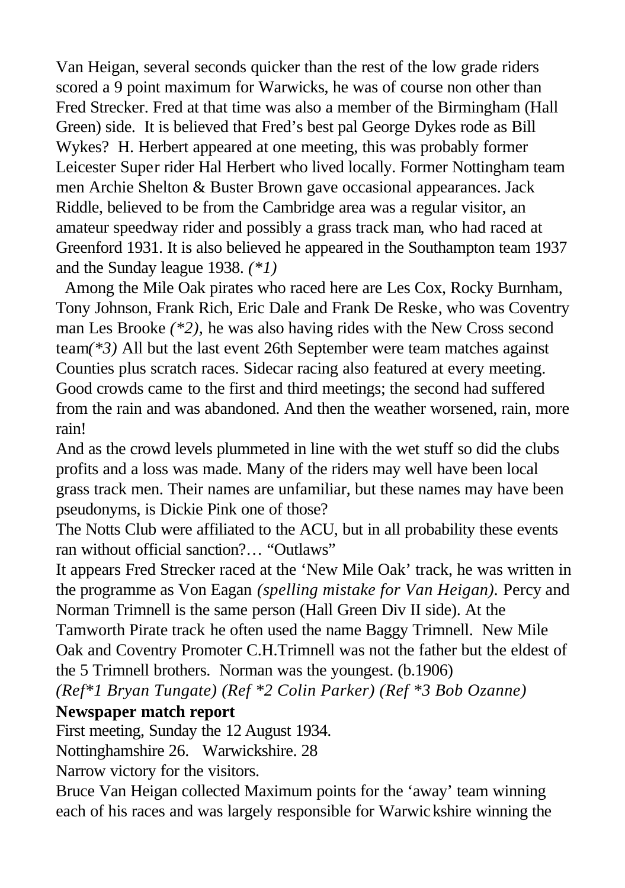Van Heigan, several seconds quicker than the rest of the low grade riders scored a 9 point maximum for Warwicks, he was of course non other than Fred Strecker. Fred at that time was also a member of the Birmingham (Hall Green) side. It is believed that Fred's best pal George Dykes rode as Bill Wykes? H. Herbert appeared at one meeting, this was probably former Leicester Super rider Hal Herbert who lived locally. Former Nottingham team men Archie Shelton & Buster Brown gave occasional appearances. Jack Riddle, believed to be from the Cambridge area was a regular visitor, an amateur speedway rider and possibly a grass track man, who had raced at Greenford 1931. It is also believed he appeared in the Southampton team 1937 and the Sunday league 1938. *(*1)*

Among the Mile Oak pirates who raced here are Les Cox, Rocky Burnham, Tony Johnson, Frank Rich, Eric Dale and Frank De Reske, who was Coventry man Les Brooke *(*2)*, he was also having rides with the New Cross second team*(*3)* All but the last event 26th September were team matches against Counties plus scratch races. Sidecar racing also featured at every meeting. Good crowds came to the first and third meetings; the second had suffered from the rain and was abandoned. And then the weather worsened, rain, more rain!

And as the crowd levels plummeted in line with the wet stuff so did the clubs profits and a loss was made. Many of the riders may well have been local grass track men. Their names are unfamiliar, but these names may have been pseudonyms, is Dickie Pink one of those?

The Notts Club were affiliated to the ACU, but in all probability these events ran without official sanction?… "Outlaws"

It appears Fred Strecker raced at the 'New Mile Oak' track, he was written in the programme as Von Eagan *(spelling mistake for Van Heigan)*. Percy and Norman Trimnell is the same person (Hall Green Div II side). At the Tamworth Pirate track he often used the name Baggy Trimnell. New Mile Oak and Coventry Promoter C.H.Trimnell was not the father but the eldest of the 5 Trimnell brothers. Norman was the youngest. (b.1906)

*(Ref*1 Bryan Tungate) (Ref *2 Colin Parker) (Ref *3 Bob Ozanne)*

**Newspaper match report**

First meeting, Sunday the 12 August 1934.

Nottinghamshire 26. Warwickshire. 28

Narrow victory for the visitors.

Bruce Van Heigan collected Maximum points for the 'away' team winning each of his races and was largely responsible for Warwickshire winning the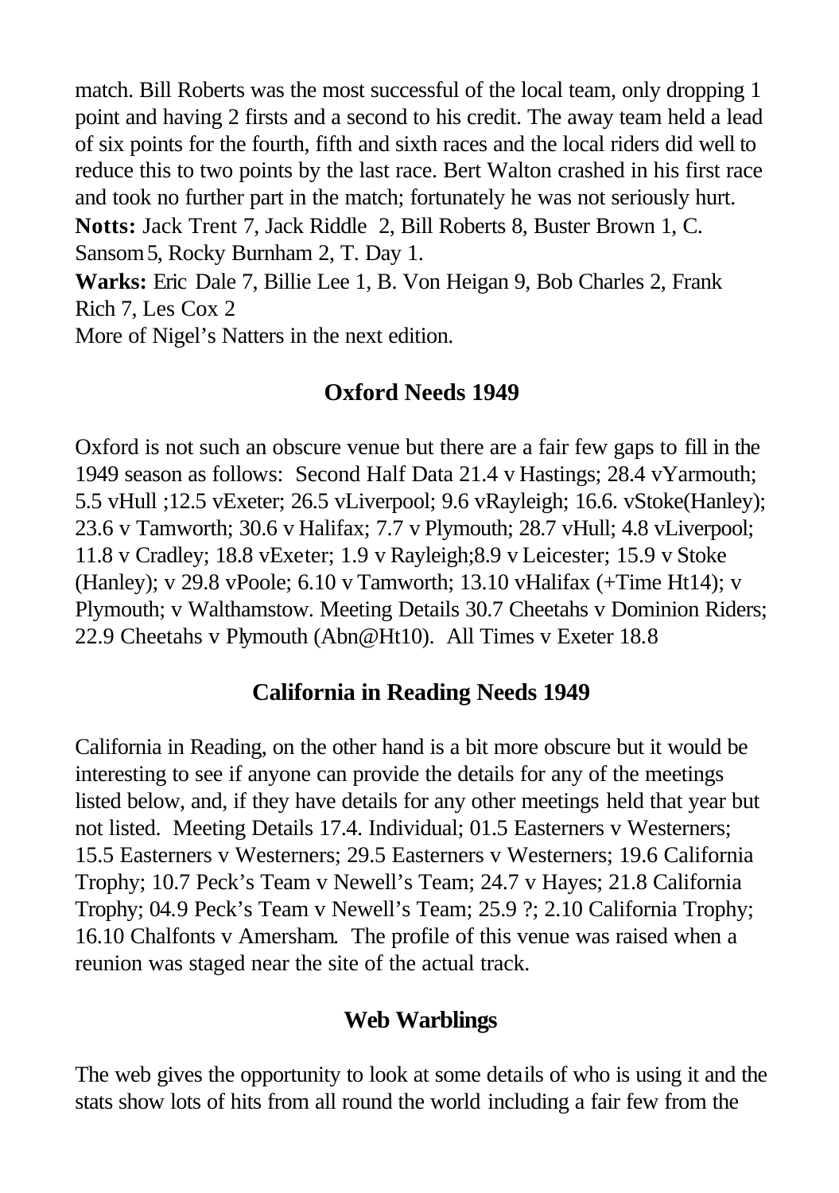match. Bill Roberts was the most successful of the local team, only dropping 1 point and having 2 firsts and a second to his credit. The away team held a lead of six points for the fourth, fifth and sixth races and the local riders did well to reduce this to two points by the last race. Bert Walton crashed in his first race and took no further part in the match; fortunately he was not seriously hurt.

**Notts:** Jack Trent 7, Jack Riddle 2, Bill Roberts 8, Buster Brown 1, C. Sansom 5, Rocky Burnham 2, T. Day 1.

**Warks:** Eric Dale 7, Billie Lee 1, B. Von Heigan 9, Bob Charles 2, Frank Rich 7, Les Cox 2

More of Nigel's Natters in the next edition.

## Oxford Needs 1949

Oxford is not such an obscure venue but there are a fair few gaps to fill in the 1949 season as follows: Second Half Data 21.4 v Hastings; 28.4 vYarmouth; 5.5 vHull ;12.5 vExeter; 26.5 vLiverpool; 9.6 vRayleigh; 16.6. vStoke(Hanley); 23.6 v Tamworth; 30.6 v Halifax; 7.7 v Plymouth; 28.7 vHull; 4.8 vLiverpool; 11.8 v Cradley; 18.8 vExeter; 1.9 v Rayleigh;8.9 v Leicester; 15.9 v Stoke (Hanley); v 29.8 vPoole; 6.10 v Tamworth; 13.10 vHalifax (+Time Ht14); v Plymouth; v Walthamstow. Meeting Details 30.7 Cheetahs v Dominion Riders; 22.9 Cheetahs v Plymouth (Abn@Ht10). All Times v Exeter 18.8

## California in Reading Needs 1949

California in Reading, on the other hand is a bit more obscure but it would be interesting to see if anyone can provide the details for any of the meetings listed below, and, if they have details for any other meetings held that year but not listed. Meeting Details 17.4. Individual; 01.5 Easterners v Westerners; 15.5 Easterners v Westerners; 29.5 Easterners v Westerners; 19.6 California Trophy; 10.7 Peck's Team v Newell's Team; 24.7 v Hayes; 21.8 California Trophy; 04.9 Peck's Team v Newell's Team; 25.9 ?; 2.10 California Trophy; 16.10 Chalfonts v Amersham. The profile of this venue was raised when a reunion was staged near the site of the actual track.

## Web Warblings

The web gives the opportunity to look at some details of who is using it and the stats show lots of hits from all round the world including a fair few from the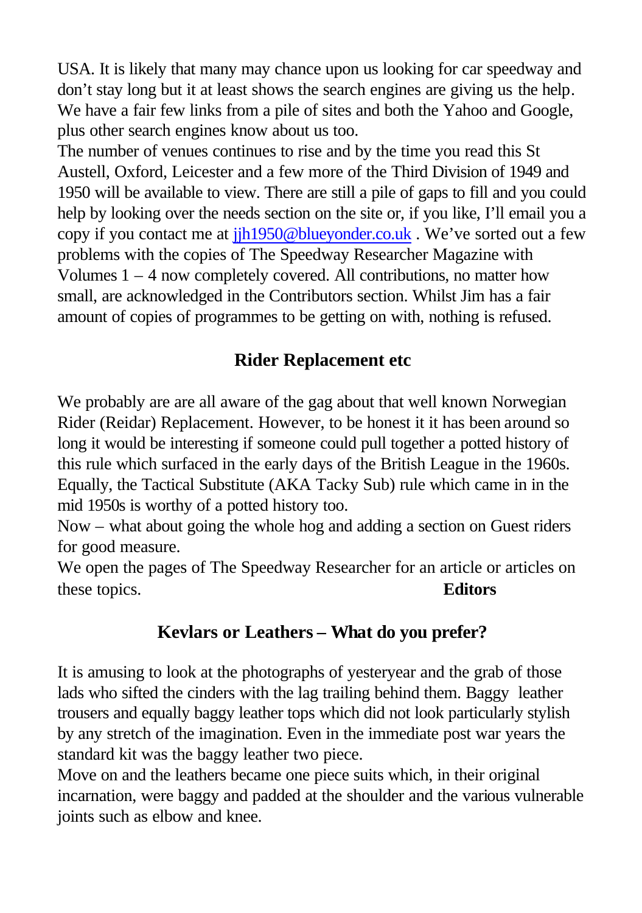USA. It is likely that many may chance upon us looking for car speedway and don't stay long but it at least shows the search engines are giving us the help. We have a fair few links from a pile of sites and both the Yahoo and Google, plus other search engines know about us too.

The number of venues continues to rise and by the time you read this St Austell, Oxford, Leicester and a few more of the Third Division of 1949 and 1950 will be available to view. There are still a pile of gaps to fill and you could help by looking over the needs section on the site or, if you like, I'll email you a copy if you contact me at jjh1950@blueyonder.co.uk . We've sorted out a few problems with the copies of The Speedway Researcher Magazine with Volumes 1 – 4 now completely covered. All contributions, no matter how small, are acknowledged in the Contributors section. Whilst Jim has a fair amount of copies of programmes to be getting on with, nothing is refused.

## Rider Replacement etc

We probably are are all aware of the gag about that well known Norwegian Rider (Reidar) Replacement. However, to be honest it it has been around so long it would be interesting if someone could pull together a potted history of this rule which surfaced in the early days of the British League in the 1960s. Equally, the Tactical Substitute (AKA Tacky Sub) rule which came in in the mid 1950s is worthy of a potted history too.

Now – what about going the whole hog and adding a section on Guest riders for good measure.

We open the pages of The Speedway Researcher for an article or articles on these topics. **Editors**

## Kevlars or Leathers – What do you prefer?

It is amusing to look at the photographs of yesteryear and the grab of those lads who sifted the cinders with the lag trailing behind them. Baggy leather trousers and equally baggy leather tops which did not look particularly stylish by any stretch of the imagination. Even in the immediate post war years the standard kit was the baggy leather two piece.

Move on and the leathers became one piece suits which, in their original incarnation, were baggy and padded at the shoulder and the various vulnerable joints such as elbow and knee.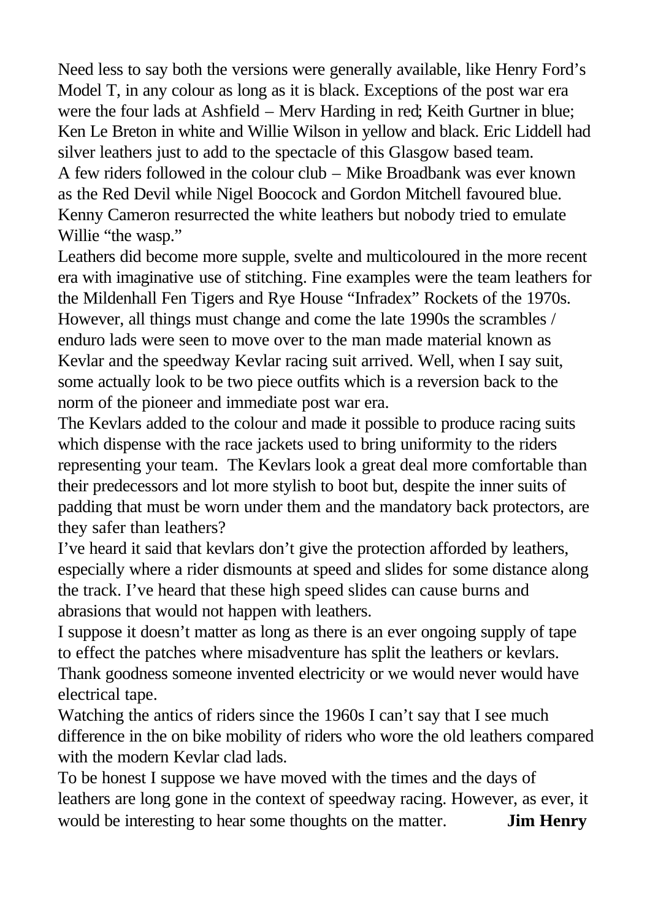Need less to say both the versions were generally available, like Henry Ford's Model T, in any colour as long as it is black. Exceptions of the post war era were the four lads at Ashfield – Merv Harding in red; Keith Gurtner in blue; Ken Le Breton in white and Willie Wilson in yellow and black. Eric Liddell had silver leathers just to add to the spectacle of this Glasgow based team.

A few riders followed in the colour club – Mike Broadbank was ever known as the Red Devil while Nigel Boocock and Gordon Mitchell favoured blue. Kenny Cameron resurrected the white leathers but nobody tried to emulate Willie "the wasp."

Leathers did become more supple, svelte and multicoloured in the more recent era with imaginative use of stitching. Fine examples were the team leathers for the Mildenhall Fen Tigers and Rye House "Infradex" Rockets of the 1970s. However, all things must change and come the late 1990s the scrambles / enduro lads were seen to move over to the man made material known as Kevlar and the speedway Kevlar racing suit arrived. Well, when I say suit, some actually look to be two piece outfits which is a reversion back to the norm of the pioneer and immediate post war era.

The Kevlars added to the colour and made it possible to produce racing suits which dispense with the race jackets used to bring uniformity to the riders representing your team. The Kevlars look a great deal more comfortable than their predecessors and lot more stylish to boot but, despite the inner suits of padding that must be worn under them and the mandatory back protectors, are they safer than leathers?

I've heard it said that kevlars don't give the protection afforded by leathers, especially where a rider dismounts at speed and slides for some distance along the track. I've heard that these high speed slides can cause burns and abrasions that would not happen with leathers.

I suppose it doesn't matter as long as there is an ever ongoing supply of tape to effect the patches where misadventure has split the leathers or kevlars. Thank goodness someone invented electricity or we would never would have electrical tape.

Watching the antics of riders since the 1960s I can't say that I see much difference in the on bike mobility of riders who wore the old leathers compared with the modern Kevlar clad lads.

To be honest I suppose we have moved with the times and the days of leathers are long gone in the context of speedway racing. However, as ever, it would be interesting to hear some thoughts on the matter. **Jim Henry**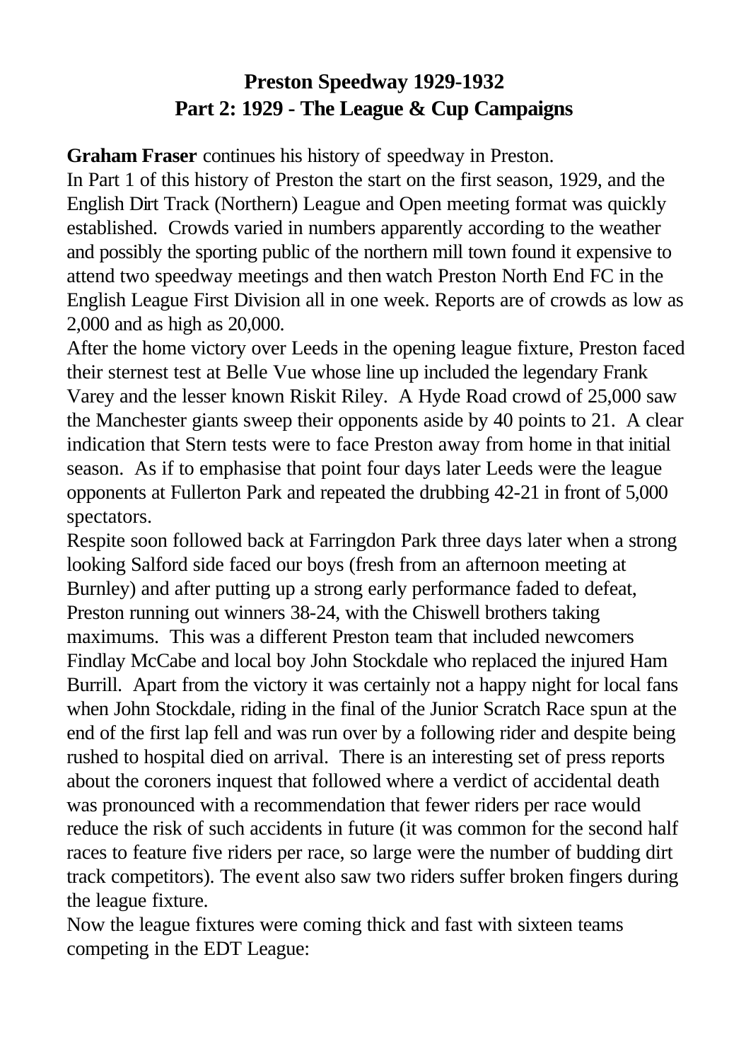# Preston Speedway 1929-1932
## Part 2: 1929 - The League & Cup Campaigns

**Graham Fraser** continues his history of speedway in Preston.

In Part 1 of this history of Preston the start on the first season, 1929, and the English Dirt Track (Northern) League and Open meeting format was quickly established. Crowds varied in numbers apparently according to the weather and possibly the sporting public of the northern mill town found it expensive to attend two speedway meetings and then watch Preston North End FC in the English League First Division all in one week. Reports are of crowds as low as 2,000 and as high as 20,000.

After the home victory over Leeds in the opening league fixture, Preston faced their sternest test at Belle Vue whose line up included the legendary Frank Varey and the lesser known Riskit Riley. A Hyde Road crowd of 25,000 saw the Manchester giants sweep their opponents aside by 40 points to 21. A clear indication that Stern tests were to face Preston away from home in that initial season. As if to emphasise that point four days later Leeds were the league opponents at Fullerton Park and repeated the drubbing 42-21 in front of 5,000 spectators.

Respite soon followed back at Farringdon Park three days later when a strong looking Salford side faced our boys (fresh from an afternoon meeting at Burnley) and after putting up a strong early performance faded to defeat, Preston running out winners 38-24, with the Chiswell brothers taking maximums. This was a different Preston team that included newcomers Findlay McCabe and local boy John Stockdale who replaced the injured Ham Burrill. Apart from the victory it was certainly not a happy night for local fans when John Stockdale, riding in the final of the Junior Scratch Race spun at the end of the first lap fell and was run over by a following rider and despite being rushed to hospital died on arrival. There is an interesting set of press reports about the coroners inquest that followed where a verdict of accidental death was pronounced with a recommendation that fewer riders per race would reduce the risk of such accidents in future (it was common for the second half races to feature five riders per race, so large were the number of budding dirt track competitors). The event also saw two riders suffer broken fingers during the league fixture.

Now the league fixtures were coming thick and fast with sixteen teams competing in the EDT League: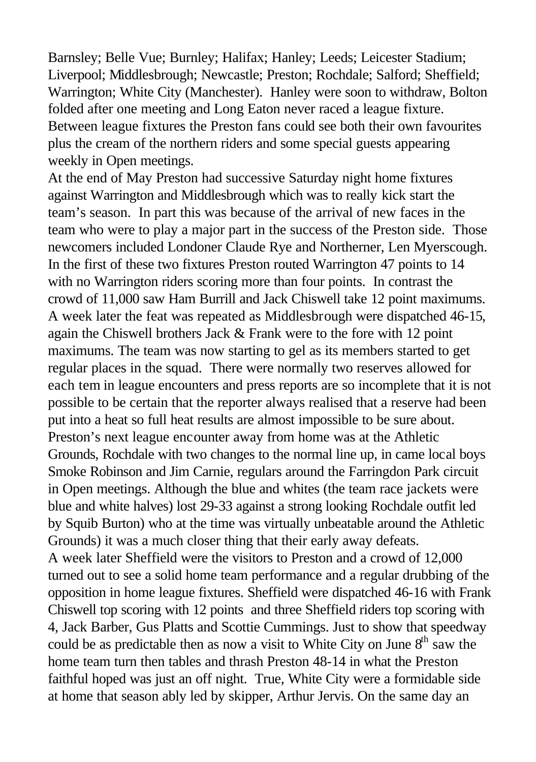Barnsley; Belle Vue; Burnley; Halifax; Hanley; Leeds; Leicester Stadium; Liverpool; Middlesbrough; Newcastle; Preston; Rochdale; Salford; Sheffield; Warrington; White City (Manchester). Hanley were soon to withdraw, Bolton folded after one meeting and Long Eaton never raced a league fixture. Between league fixtures the Preston fans could see both their own favourites plus the cream of the northern riders and some special guests appearing weekly in Open meetings.

At the end of May Preston had successive Saturday night home fixtures against Warrington and Middlesbrough which was to really kick start the team's season. In part this was because of the arrival of new faces in the team who were to play a major part in the success of the Preston side. Those newcomers included Londoner Claude Rye and Northerner, Len Myerscough. In the first of these two fixtures Preston routed Warrington 47 points to 14 with no Warrington riders scoring more than four points. In contrast the crowd of 11,000 saw Ham Burrill and Jack Chiswell take 12 point maximums. A week later the feat was repeated as Middlesbrough were dispatched 46-15, again the Chiswell brothers Jack & Frank were to the fore with 12 point maximums. The team was now starting to gel as its members started to get regular places in the squad. There were normally two reserves allowed for each tem in league encounters and press reports are so incomplete that it is not possible to be certain that the reporter always realised that a reserve had been put into a heat so full heat results are almost impossible to be sure about.

Preston's next league encounter away from home was at the Athletic Grounds, Rochdale with two changes to the normal line up, in came local boys Smoke Robinson and Jim Carnie, regulars around the Farringdon Park circuit in Open meetings. Although the blue and whites (the team race jackets were blue and white halves) lost 29-33 against a strong looking Rochdale outfit led by Squib Burton) who at the time was virtually unbeatable around the Athletic Grounds) it was a much closer thing that their early away defeats.

A week later Sheffield were the visitors to Preston and a crowd of 12,000 turned out to see a solid home team performance and a regular drubbing of the opposition in home league fixtures. Sheffield were dispatched 46-16 with Frank Chiswell top scoring with 12 points and three Sheffield riders top scoring with 4, Jack Barber, Gus Platts and Scottie Cummings. Just to show that speedway could be as predictable then as now a visit to White City on June 8th saw the home team turn then tables and thrash Preston 48-14 in what the Preston faithful hoped was just an off night. True, White City were a formidable side at home that season ably led by skipper, Arthur Jervis. On the same day an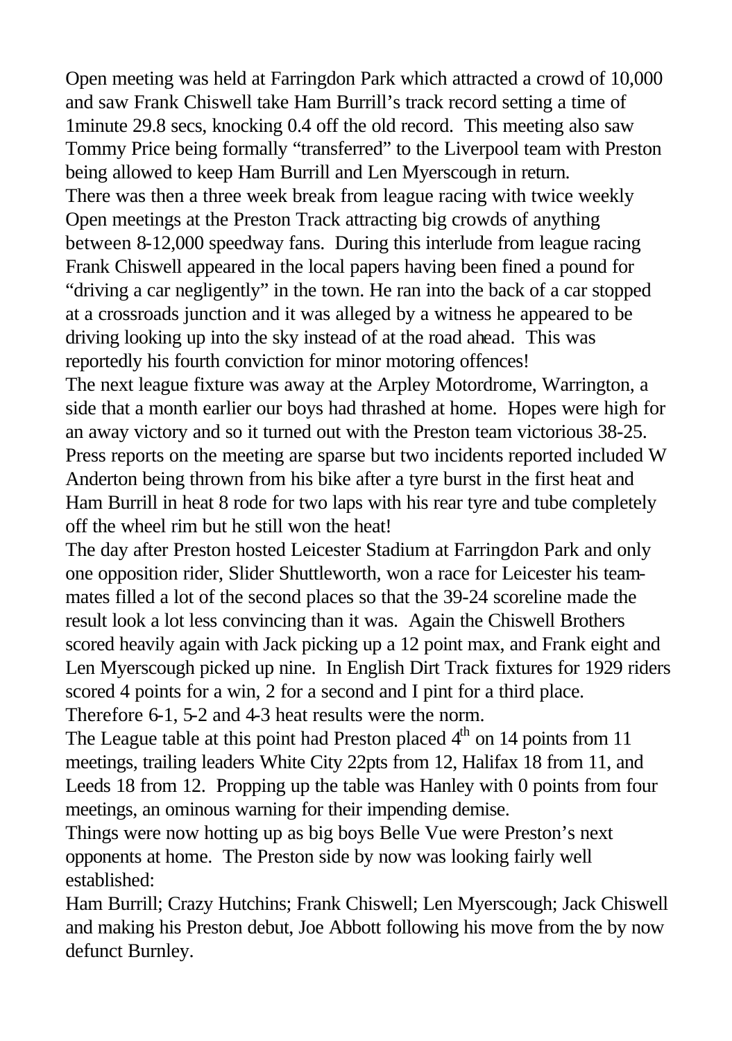Open meeting was held at Farringdon Park which attracted a crowd of 10,000 and saw Frank Chiswell take Ham Burrill's track record setting a time of 1minute 29.8 secs, knocking 0.4 off the old record. This meeting also saw Tommy Price being formally "transferred" to the Liverpool team with Preston being allowed to keep Ham Burrill and Len Myerscough in return.

There was then a three week break from league racing with twice weekly Open meetings at the Preston Track attracting big crowds of anything between 8-12,000 speedway fans. During this interlude from league racing Frank Chiswell appeared in the local papers having been fined a pound for "driving a car negligently" in the town. He ran into the back of a car stopped at a crossroads junction and it was alleged by a witness he appeared to be driving looking up into the sky instead of at the road ahead. This was reportedly his fourth conviction for minor motoring offences!

The next league fixture was away at the Arpley Motordrome, Warrington, a side that a month earlier our boys had thrashed at home. Hopes were high for an away victory and so it turned out with the Preston team victorious 38-25. Press reports on the meeting are sparse but two incidents reported included W Anderton being thrown from his bike after a tyre burst in the first heat and Ham Burrill in heat 8 rode for two laps with his rear tyre and tube completely off the wheel rim but he still won the heat!

The day after Preston hosted Leicester Stadium at Farringdon Park and only one opposition rider, Slider Shuttleworth, won a race for Leicester his team-mates filled a lot of the second places so that the 39-24 scoreline made the result look a lot less convincing than it was. Again the Chiswell Brothers scored heavily again with Jack picking up a 12 point max, and Frank eight and Len Myerscough picked up nine. In English Dirt Track fixtures for 1929 riders scored 4 points for a win, 2 for a second and I pint for a third place. Therefore 6-1, 5-2 and 4-3 heat results were the norm.

The League table at this point had Preston placed 4th on 14 points from 11 meetings, trailing leaders White City 22pts from 12, Halifax 18 from 11, and Leeds 18 from 12. Propping up the table was Hanley with 0 points from four meetings, an ominous warning for their impending demise.

Things were now hotting up as big boys Belle Vue were Preston's next opponents at home. The Preston side by now was looking fairly well established:

Ham Burrill; Crazy Hutchins; Frank Chiswell; Len Myerscough; Jack Chiswell and making his Preston debut, Joe Abbott following his move from the by now defunct Burnley.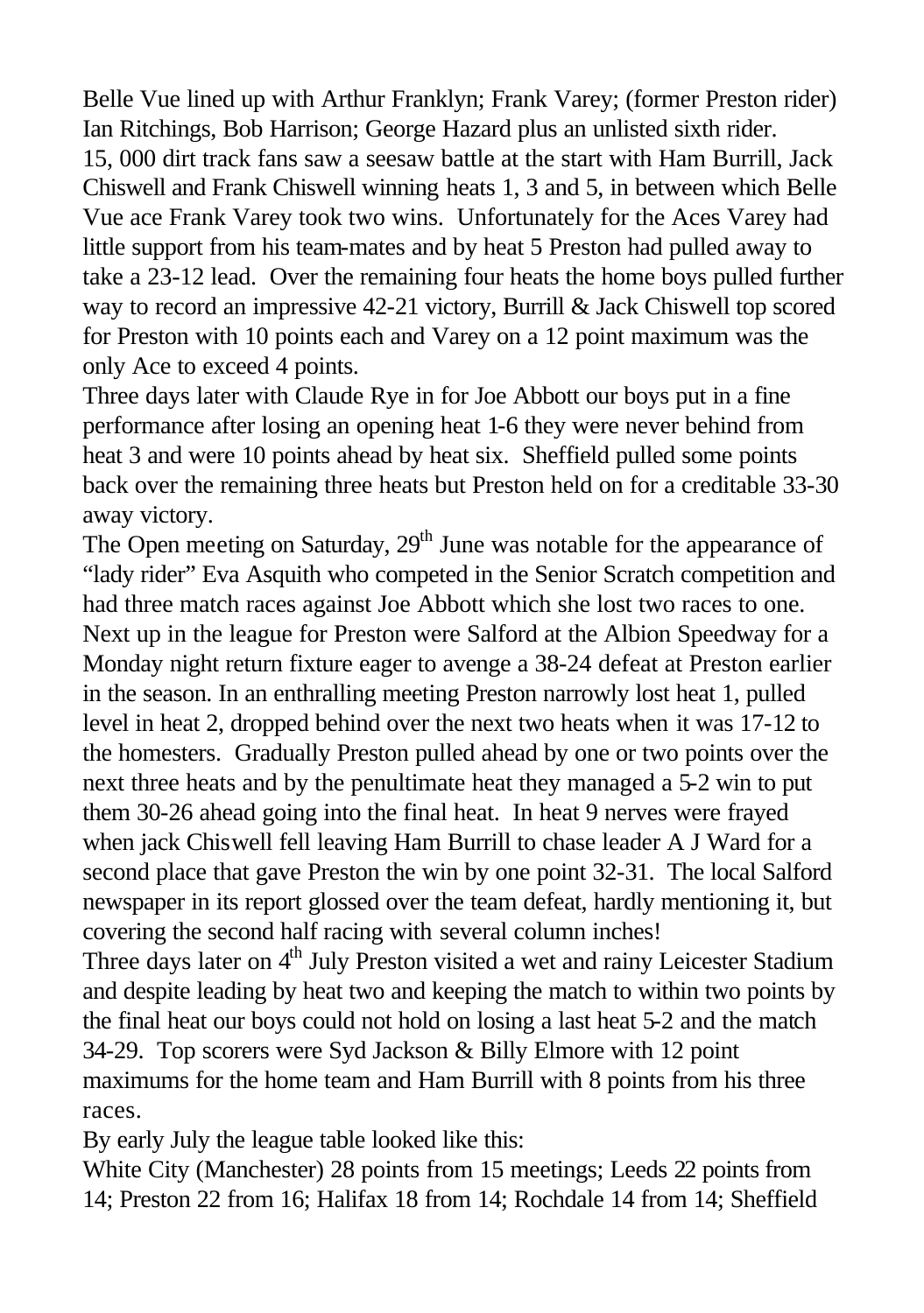Belle Vue lined up with Arthur Franklyn; Frank Varey; (former Preston rider) Ian Ritchings, Bob Harrison; George Hazard plus an unlisted sixth rider. 15, 000 dirt track fans saw a seesaw battle at the start with Ham Burrill, Jack Chiswell and Frank Chiswell winning heats 1, 3 and 5, in between which Belle Vue ace Frank Varey took two wins. Unfortunately for the Aces Varey had little support from his team-mates and by heat 5 Preston had pulled away to take a 23-12 lead. Over the remaining four heats the home boys pulled further way to record an impressive 42-21 victory, Burrill & Jack Chiswell top scored for Preston with 10 points each and Varey on a 12 point maximum was the only Ace to exceed 4 points.

Three days later with Claude Rye in for Joe Abbott our boys put in a fine performance after losing an opening heat 1-6 they were never behind from heat 3 and were 10 points ahead by heat six. Sheffield pulled some points back over the remaining three heats but Preston held on for a creditable 33-30 away victory.

The Open meeting on Saturday, 29th June was notable for the appearance of "lady rider" Eva Asquith who competed in the Senior Scratch competition and had three match races against Joe Abbott which she lost two races to one. Next up in the league for Preston were Salford at the Albion Speedway for a Monday night return fixture eager to avenge a 38-24 defeat at Preston earlier in the season. In an enthralling meeting Preston narrowly lost heat 1, pulled level in heat 2, dropped behind over the next two heats when it was 17-12 to the homesters. Gradually Preston pulled ahead by one or two points over the next three heats and by the penultimate heat they managed a 5-2 win to put them 30-26 ahead going into the final heat. In heat 9 nerves were frayed when jack Chiswell fell leaving Ham Burrill to chase leader A J Ward for a second place that gave Preston the win by one point 32-31. The local Salford newspaper in its report glossed over the team defeat, hardly mentioning it, but covering the second half racing with several column inches!

Three days later on 4th July Preston visited a wet and rainy Leicester Stadium and despite leading by heat two and keeping the match to within two points by the final heat our boys could not hold on losing a last heat 5-2 and the match 34-29. Top scorers were Syd Jackson & Billy Elmore with 12 point maximums for the home team and Ham Burrill with 8 points from his three races.

By early July the league table looked like this:

White City (Manchester) 28 points from 15 meetings; Leeds 22 points from 14; Preston 22 from 16; Halifax 18 from 14; Rochdale 14 from 14; Sheffield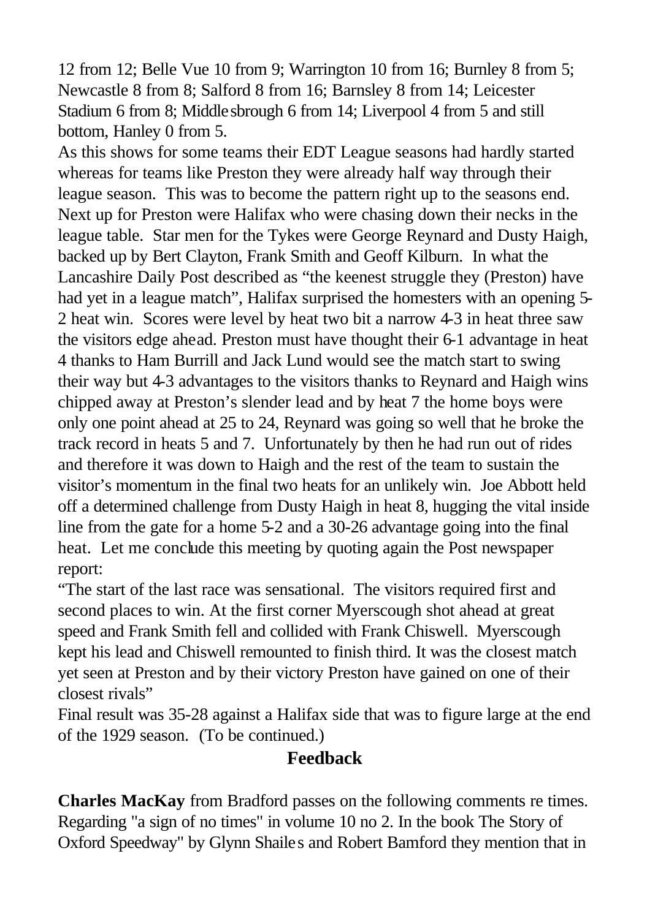12 from 12; Belle Vue 10 from 9; Warrington 10 from 16; Burnley 8 from 5; Newcastle 8 from 8; Salford 8 from 16; Barnsley 8 from 14; Leicester Stadium 6 from 8; Middlesbrough 6 from 14; Liverpool 4 from 5 and still bottom, Hanley 0 from 5.

As this shows for some teams their EDT League seasons had hardly started whereas for teams like Preston they were already half way through their league season. This was to become the pattern right up to the seasons end. Next up for Preston were Halifax who were chasing down their necks in the league table. Star men for the Tykes were George Reynard and Dusty Haigh, backed up by Bert Clayton, Frank Smith and Geoff Kilburn. In what the Lancashire Daily Post described as "the keenest struggle they (Preston) have had yet in a league match", Halifax surprised the homesters with an opening 5-2 heat win. Scores were level by heat two bit a narrow 4-3 in heat three saw the visitors edge ahead. Preston must have thought their 6-1 advantage in heat 4 thanks to Ham Burrill and Jack Lund would see the match start to swing their way but 4-3 advantages to the visitors thanks to Reynard and Haigh wins chipped away at Preston's slender lead and by heat 7 the home boys were only one point ahead at 25 to 24, Reynard was going so well that he broke the track record in heats 5 and 7. Unfortunately by then he had run out of rides and therefore it was down to Haigh and the rest of the team to sustain the visitor's momentum in the final two heats for an unlikely win. Joe Abbott held off a determined challenge from Dusty Haigh in heat 8, hugging the vital inside line from the gate for a home 5-2 and a 30-26 advantage going into the final heat. Let me conclude this meeting by quoting again the Post newspaper report:

"The start of the last race was sensational. The visitors required first and second places to win. At the first corner Myerscough shot ahead at great speed and Frank Smith fell and collided with Frank Chiswell. Myerscough kept his lead and Chiswell remounted to finish third. It was the closest match yet seen at Preston and by their victory Preston have gained on one of their closest rivals"

Final result was 35-28 against a Halifax side that was to figure large at the end of the 1929 season. (To be continued.)

## Feedback

**Charles MacKay** from Bradford passes on the following comments re times. Regarding "a sign of no times" in volume 10 no 2. In the book The Story of Oxford Speedway" by Glynn Shailes and Robert Bamford they mention that in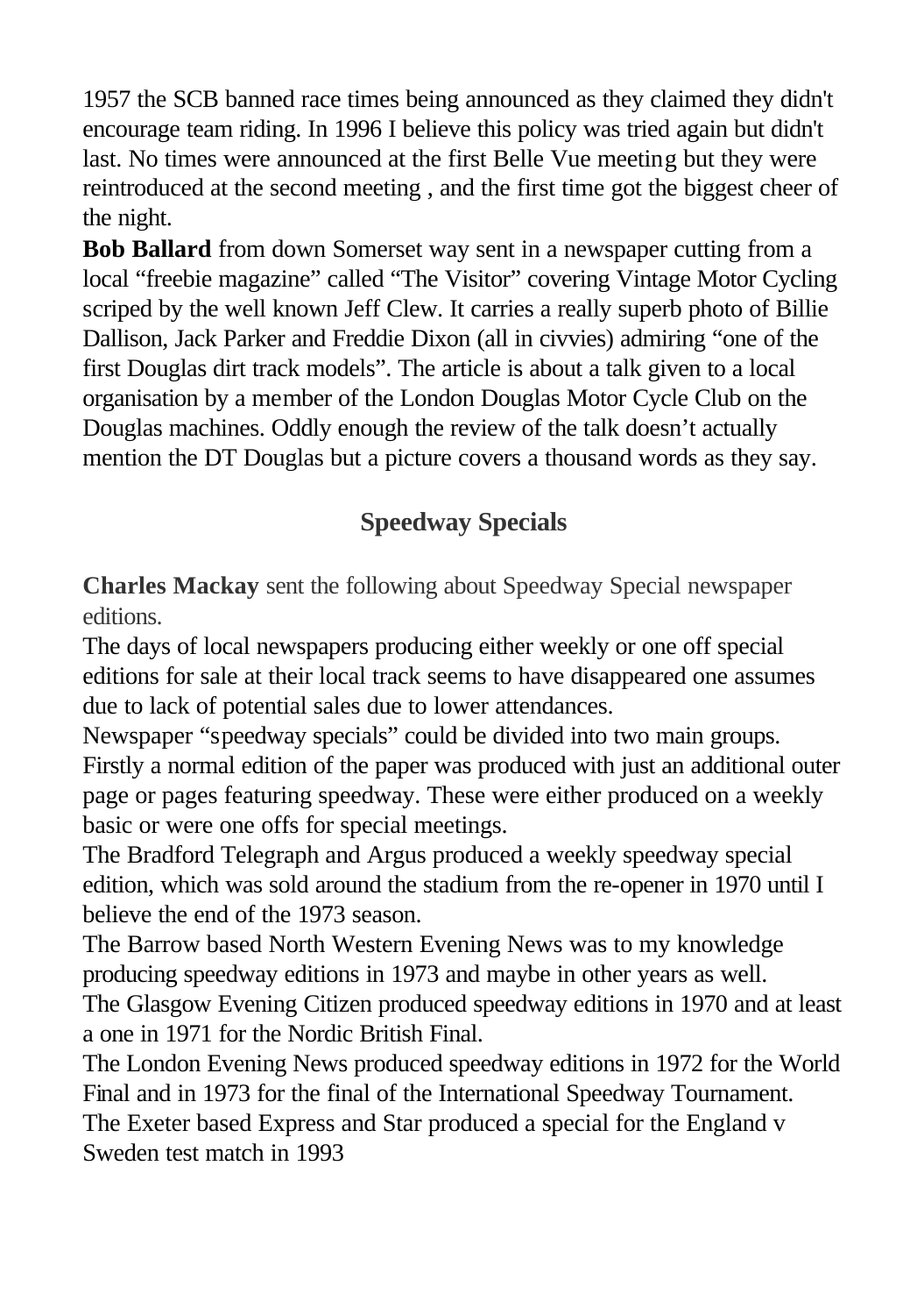1957 the SCB banned race times being announced as they claimed they didn't encourage team riding. In 1996 I believe this policy was tried again but didn't last. No times were announced at the first Belle Vue meeting but they were reintroduced at the second meeting , and the first time got the biggest cheer of the night.

**Bob Ballard** from down Somerset way sent in a newspaper cutting from a local "freebie magazine" called "The Visitor" covering Vintage Motor Cycling scriped by the well known Jeff Clew. It carries a really superb photo of Billie Dallison, Jack Parker and Freddie Dixon (all in civvies) admiring "one of the first Douglas dirt track models". The article is about a talk given to a local organisation by a member of the London Douglas Motor Cycle Club on the Douglas machines. Oddly enough the review of the talk doesn't actually mention the DT Douglas but a picture covers a thousand words as they say.

## Speedway Specials

**Charles Mackay** sent the following about Speedway Special newspaper editions.

The days of local newspapers producing either weekly or one off special editions for sale at their local track seems to have disappeared one assumes due to lack of potential sales due to lower attendances.

Newspaper "speedway specials" could be divided into two main groups. Firstly a normal edition of the paper was produced with just an additional outer page or pages featuring speedway. These were either produced on a weekly basic or were one offs for special meetings.

The Bradford Telegraph and Argus produced a weekly speedway special edition, which was sold around the stadium from the re-opener in 1970 until I believe the end of the 1973 season.

The Barrow based North Western Evening News was to my knowledge producing speedway editions in 1973 and maybe in other years as well.

The Glasgow Evening Citizen produced speedway editions in 1970 and at least a one in 1971 for the Nordic British Final.

The London Evening News produced speedway editions in 1972 for the World Final and in 1973 for the final of the International Speedway Tournament.

The Exeter based Express and Star produced a special for the England v Sweden test match in 1993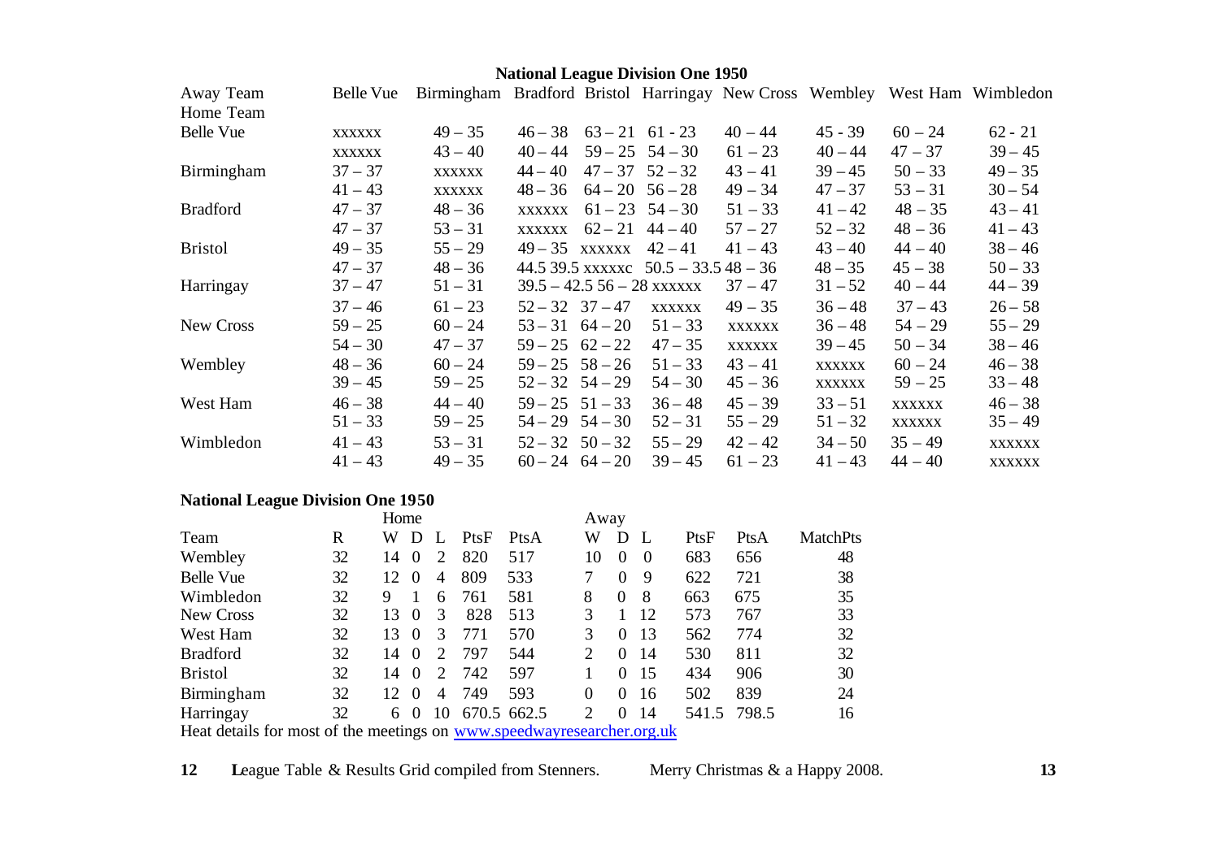## National League Division One 1950

| Away Team / Home Team | Belle Vue | Birmingham | Bradford | Bristol | Harringay | New Cross | Wembley | West Ham | Wimbledon |
|---|---|---|---|---|---|---|---|---|---|
| Belle Vue | xxxxxx | 49 – 35 | 46 – 38 | 63 – 21 | 61 - 23 | 40 – 44 | 45 - 39 | 60 – 24 | 62 - 21 |
| | xxxxxx | 43 – 40 | 40 – 44 | 59 – 25 | 54 – 30 | 61 – 23 | 40 – 44 | 47 – 37 | 39 – 45 |
| Birmingham | 37 – 37 | xxxxxx | 44 – 40 | 47 – 37 | 52 – 32 | 43 – 41 | 39 – 45 | 50 – 33 | 49 – 35 |
| | 41 – 43 | xxxxxx | 48 – 36 | 64 – 20 | 56 – 28 | 49 – 34 | 47 – 37 | 53 – 31 | 30 – 54 |
| Bradford | 47 – 37 | 48 – 36 | xxxxxx | 61 – 23 | 54 – 30 | 51 – 33 | 41 – 42 | 48 – 35 | 43 – 41 |
| | 47 – 37 | 53 – 31 | xxxxxx | 62 – 21 | 44 – 40 | 57 – 27 | 52 – 32 | 48 – 36 | 41 – 43 |
| Bristol | 49 – 35 | 55 – 29 | 49 – 35 | xxxxxx | 42 – 41 | 41 – 43 | 43 – 40 | 44 – 40 | 38 – 46 |
| | 47 – 37 | 48 – 36 | 44.5 39.5 | xxxxxc | 50.5 – 33.5 | 48 – 36 | 48 – 35 | 45 – 38 | 50 – 33 |
| Harringay | 37 – 47 | 51 – 31 | 39.5 – 42.5 | 56 – 28 | xxxxxx | 37 – 47 | 31 – 52 | 40 – 44 | 44 – 39 |
| | 37 – 46 | 61 – 23 | 52 – 32 | 37 – 47 | xxxxxx | 49 – 35 | 36 – 48 | 37 – 43 | 26 – 58 |
| New Cross | 59 – 25 | 60 – 24 | 53 – 31 | 64 – 20 | 51 – 33 | xxxxxx | 36 – 48 | 54 – 29 | 55 – 29 |
| | 54 – 30 | 47 – 37 | 59 – 25 | 62 – 22 | 47 – 35 | xxxxxx | 39 – 45 | 50 – 34 | 38 – 46 |
| Wembley | 48 – 36 | 60 – 24 | 59 – 25 | 58 – 26 | 51 – 33 | 43 – 41 | xxxxxx | 60 – 24 | 46 – 38 |
| | 39 – 45 | 59 – 25 | 52 – 32 | 54 – 29 | 54 – 30 | 45 – 36 | xxxxxx | 59 – 25 | 33 – 48 |
| West Ham | 46 – 38 | 44 – 40 | 59 – 25 | 51 – 33 | 36 – 48 | 45 – 39 | 33 – 51 | xxxxxx | 46 – 38 |
| | 51 – 33 | 59 – 25 | 54 – 29 | 54 – 30 | 52 – 31 | 55 – 29 | 51 – 32 | xxxxxx | 35 – 49 |
| Wimbledon | 41 – 43 | 53 – 31 | 52 – 32 | 50 – 32 | 55 – 29 | 42 – 42 | 34 – 50 | 35 – 49 | xxxxxx |
| | 41 – 43 | 49 – 35 | 60 – 24 | 64 – 20 | 39 – 45 | 61 – 23 | 41 – 43 | 44 – 40 | xxxxxx |

## National League Division One 1950

| | | Home | | | | | Away | | | | | |
|---|---|---|---|---|---|---|---|---|---|---|---|---|
| Team | R | W | D | L | PtsF | PtsA | W | D | L | PtsF | PtsA | MatchPts |
| Wembley | 32 | 14 | 0 | 2 | 820 | 517 | 10 | 0 | 0 | 683 | 656 | 48 |
| Belle Vue | 32 | 12 | 0 | 4 | 809 | 533 | 7 | 0 | 9 | 622 | 721 | 38 |
| Wimbledon | 32 | 9 | 1 | 6 | 761 | 581 | 8 | 0 | 8 | 663 | 675 | 35 |
| New Cross | 32 | 13 | 0 | 3 | 828 | 513 | 3 | 1 | 12 | 573 | 767 | 33 |
| West Ham | 32 | 13 | 0 | 3 | 771 | 570 | 3 | 0 | 13 | 562 | 774 | 32 |
| Bradford | 32 | 14 | 0 | 2 | 797 | 544 | 2 | 0 | 14 | 530 | 811 | 32 |
| Bristol | 32 | 14 | 0 | 2 | 742 | 597 | 1 | 0 | 15 | 434 | 906 | 30 |
| Birmingham | 32 | 12 | 0 | 4 | 749 | 593 | 0 | 0 | 16 | 502 | 839 | 24 |
| Harringay | 32 | 6 | 0 | 10 | 670.5 | 662.5 | 2 | 0 | 14 | 541.5 | 798.5 | 16 |

Heat details for most of the meetings on www.speedwayresearcher.org.uk

League Table & Results Grid compiled from Stenners. Merry Christmas & a Happy 2008.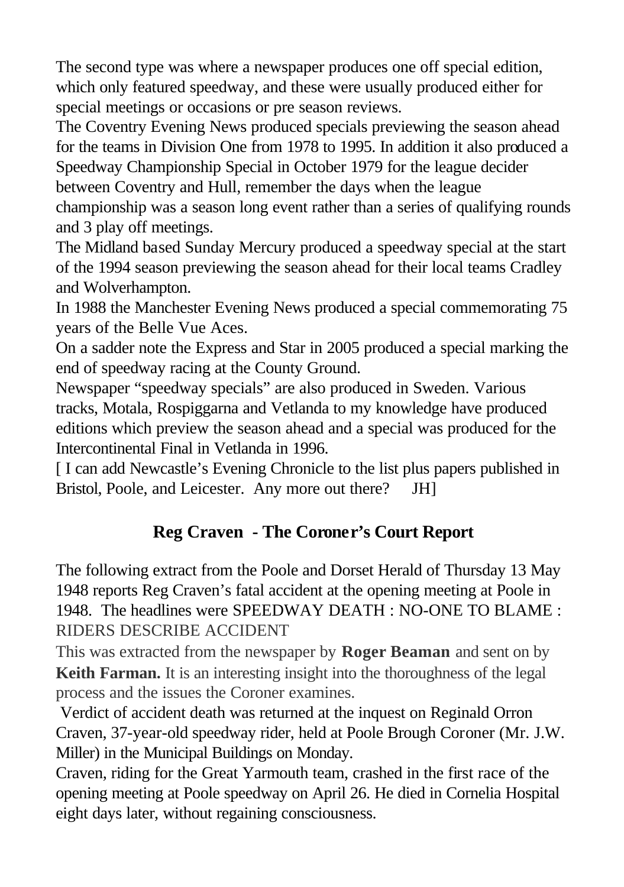The second type was where a newspaper produces one off special edition, which only featured speedway, and these were usually produced either for special meetings or occasions or pre season reviews.

The Coventry Evening News produced specials previewing the season ahead for the teams in Division One from 1978 to 1995. In addition it also produced a Speedway Championship Special in October 1979 for the league decider between Coventry and Hull, remember the days when the league championship was a season long event rather than a series of qualifying rounds and 3 play off meetings.

The Midland based Sunday Mercury produced a speedway special at the start of the 1994 season previewing the season ahead for their local teams Cradley and Wolverhampton.

In 1988 the Manchester Evening News produced a special commemorating 75 years of the Belle Vue Aces.

On a sadder note the Express and Star in 2005 produced a special marking the end of speedway racing at the County Ground.

Newspaper "speedway specials" are also produced in Sweden. Various tracks, Motala, Rospiggarna and Vetlanda to my knowledge have produced editions which preview the season ahead and a special was produced for the Intercontinental Final in Vetlanda in 1996.

[ I can add Newcastle's Evening Chronicle to the list plus papers published in Bristol, Poole, and Leicester. Any more out there? JH]

## Reg Craven - The Coroner's Court Report

The following extract from the Poole and Dorset Herald of Thursday 13 May 1948 reports Reg Craven's fatal accident at the opening meeting at Poole in 1948. The headlines were SPEEDWAY DEATH : NO-ONE TO BLAME : RIDERS DESCRIBE ACCIDENT

This was extracted from the newspaper by **Roger Beaman** and sent on by **Keith Farman.** It is an interesting insight into the thoroughness of the legal process and the issues the Coroner examines.

Verdict of accident death was returned at the inquest on Reginald Orron Craven, 37-year-old speedway rider, held at Poole Brough Coroner (Mr. J.W. Miller) in the Municipal Buildings on Monday.

Craven, riding for the Great Yarmouth team, crashed in the first race of the opening meeting at Poole speedway on April 26. He died in Cornelia Hospital eight days later, without regaining consciousness.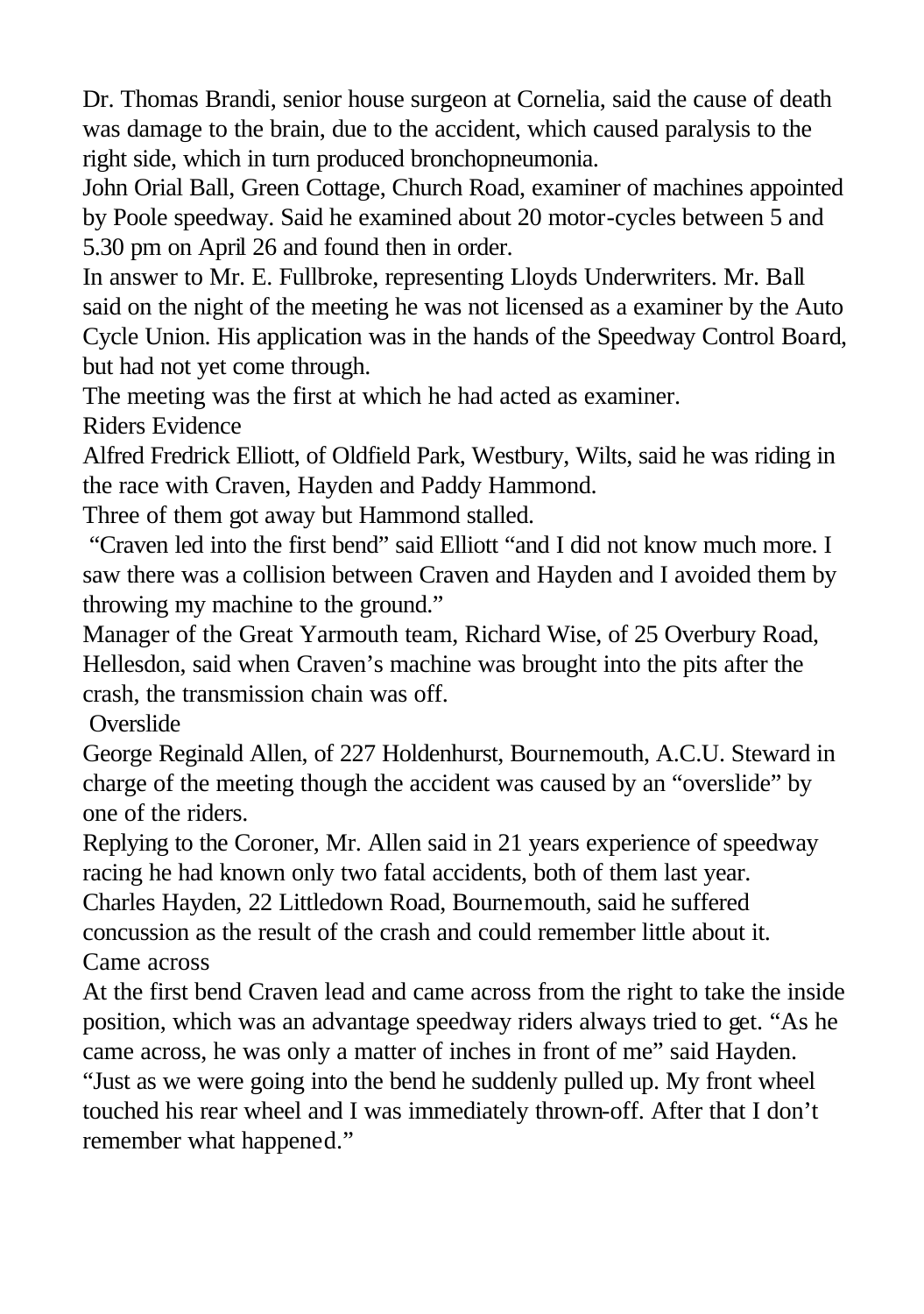Dr. Thomas Brandi, senior house surgeon at Cornelia, said the cause of death was damage to the brain, due to the accident, which caused paralysis to the right side, which in turn produced bronchopneumonia.

John Orial Ball, Green Cottage, Church Road, examiner of machines appointed by Poole speedway. Said he examined about 20 motor-cycles between 5 and 5.30 pm on April 26 and found then in order.

In answer to Mr. E. Fullbroke, representing Lloyds Underwriters. Mr. Ball said on the night of the meeting he was not licensed as a examiner by the Auto Cycle Union. His application was in the hands of the Speedway Control Board, but had not yet come through.

The meeting was the first at which he had acted as examiner.

### Riders Evidence

Alfred Fredrick Elliott, of Oldfield Park, Westbury, Wilts, said he was riding in the race with Craven, Hayden and Paddy Hammond.

Three of them got away but Hammond stalled.

"Craven led into the first bend" said Elliott "and I did not know much more. I saw there was a collision between Craven and Hayden and I avoided them by throwing my machine to the ground."

Manager of the Great Yarmouth team, Richard Wise, of 25 Overbury Road, Hellesdon, said when Craven's machine was brought into the pits after the crash, the transmission chain was off.

### Overslide

George Reginald Allen, of 227 Holdenhurst, Bournemouth, A.C.U. Steward in charge of the meeting though the accident was caused by an "overslide" by one of the riders.

Replying to the Coroner, Mr. Allen said in 21 years experience of speedway racing he had known only two fatal accidents, both of them last year.

Charles Hayden, 22 Littledown Road, Bournemouth, said he suffered concussion as the result of the crash and could remember little about it.

### Came across

At the first bend Craven lead and came across from the right to take the inside position, which was an advantage speedway riders always tried to get. "As he came across, he was only a matter of inches in front of me" said Hayden. "Just as we were going into the bend he suddenly pulled up. My front wheel touched his rear wheel and I was immediately thrown-off. After that I don't remember what happened."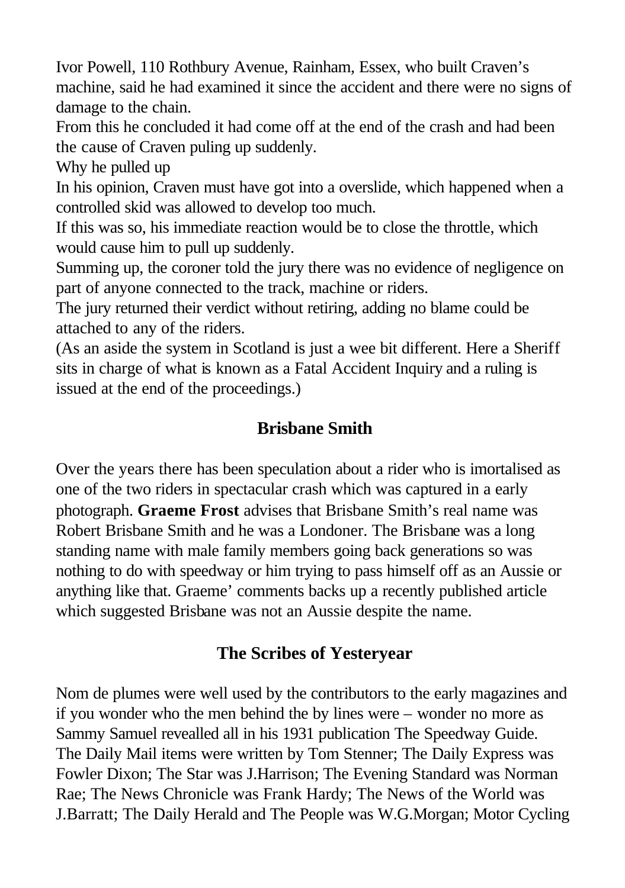Ivor Powell, 110 Rothbury Avenue, Rainham, Essex, who built Craven's machine, said he had examined it since the accident and there were no signs of damage to the chain.

From this he concluded it had come off at the end of the crash and had been the cause of Craven puling up suddenly.

Why he pulled up

In his opinion, Craven must have got into a overslide, which happened when a controlled skid was allowed to develop too much.

If this was so, his immediate reaction would be to close the throttle, which would cause him to pull up suddenly.

Summing up, the coroner told the jury there was no evidence of negligence on part of anyone connected to the track, machine or riders.

The jury returned their verdict without retiring, adding no blame could be attached to any of the riders.

(As an aside the system in Scotland is just a wee bit different. Here a Sheriff sits in charge of what is known as a Fatal Accident Inquiry and a ruling is issued at the end of the proceedings.)

## Brisbane Smith

Over the years there has been speculation about a rider who is imortalised as one of the two riders in spectacular crash which was captured in a early photograph. **Graeme Frost** advises that Brisbane Smith's real name was Robert Brisbane Smith and he was a Londoner. The Brisbane was a long standing name with male family members going back generations so was nothing to do with speedway or him trying to pass himself off as an Aussie or anything like that. Graeme' comments backs up a recently published article which suggested Brisbane was not an Aussie despite the name.

## The Scribes of Yesteryear

Nom de plumes were well used by the contributors to the early magazines and if you wonder who the men behind the by lines were – wonder no more as Sammy Samuel revealled all in his 1931 publication The Speedway Guide. The Daily Mail items were written by Tom Stenner; The Daily Express was Fowler Dixon; The Star was J.Harrison; The Evening Standard was Norman Rae; The News Chronicle was Frank Hardy; The News of the World was J.Barratt; The Daily Herald and The People was W.G.Morgan; Motor Cycling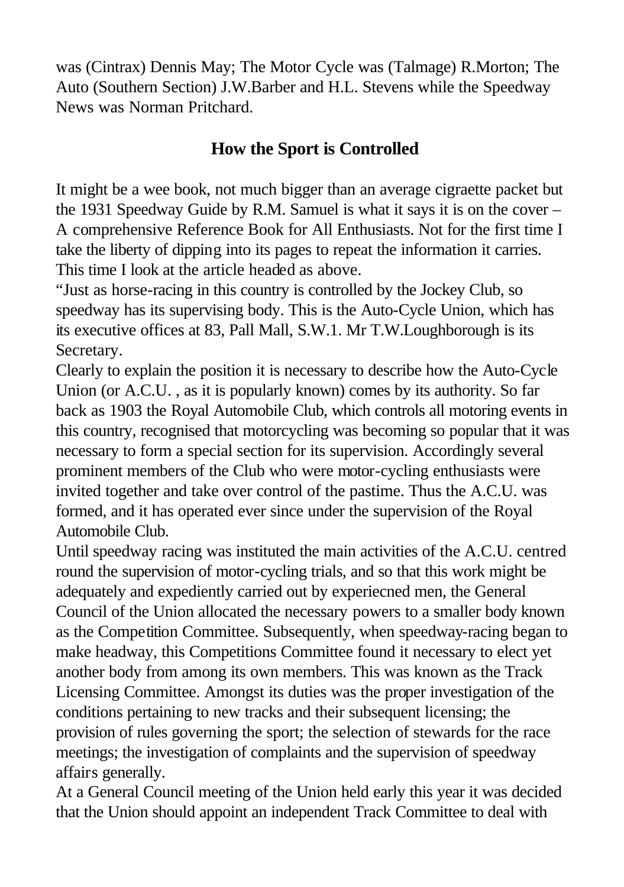was (Cintrax) Dennis May; The Motor Cycle was (Talmage) R.Morton; The Auto (Southern Section) J.W.Barber and H.L. Stevens while the Speedway News was Norman Pritchard.

## How the Sport is Controlled

It might be a wee book, not much bigger than an average cigraette packet but the 1931 Speedway Guide by R.M. Samuel is what it says it is on the cover – A comprehensive Reference Book for All Enthusiasts. Not for the first time I take the liberty of dipping into its pages to repeat the information it carries. This time I look at the article headed as above.

"Just as horse-racing in this country is controlled by the Jockey Club, so speedway has its supervising body. This is the Auto-Cycle Union, which has its executive offices at 83, Pall Mall, S.W.1. Mr T.W.Loughborough is its Secretary.

Clearly to explain the position it is necessary to describe how the Auto-Cycle Union (or A.C.U. , as it is popularly known) comes by its authority. So far back as 1903 the Royal Automobile Club, which controls all motoring events in this country, recognised that motorcycling was becoming so popular that it was necessary to form a special section for its supervision. Accordingly several prominent members of the Club who were motor-cycling enthusiasts were invited together and take over control of the pastime. Thus the A.C.U. was formed, and it has operated ever since under the supervision of the Royal Automobile Club.

Until speedway racing was instituted the main activities of the A.C.U. centred round the supervision of motor-cycling trials, and so that this work might be adequately and expediently carried out by experiecned men, the General Council of the Union allocated the necessary powers to a smaller body known as the Competition Committee. Subsequently, when speedway-racing began to make headway, this Competitions Committee found it necessary to elect yet another body from among its own members. This was known as the Track Licensing Committee. Amongst its duties was the proper investigation of the conditions pertaining to new tracks and their subsequent licensing; the provision of rules governing the sport; the selection of stewards for the race meetings; the investigation of complaints and the supervision of speedway affairs generally.

At a General Council meeting of the Union held early this year it was decided that the Union should appoint an independent Track Committee to deal with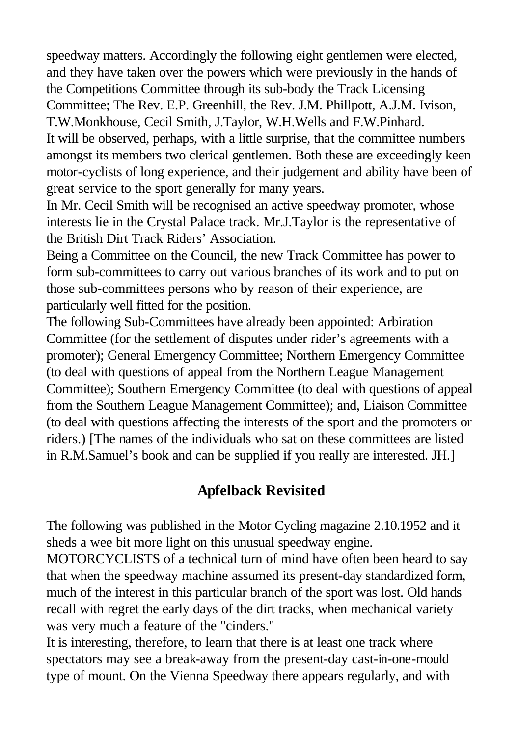speedway matters. Accordingly the following eight gentlemen were elected, and they have taken over the powers which were previously in the hands of the Competitions Committee through its sub-body the Track Licensing Committee; The Rev. E.P. Greenhill, the Rev. J.M. Phillpott, A.J.M. Ivison, T.W.Monkhouse, Cecil Smith, J.Taylor, W.H.Wells and F.W.Pinhard.

It will be observed, perhaps, with a little surprise, that the committee numbers amongst its members two clerical gentlemen. Both these are exceedingly keen motor-cyclists of long experience, and their judgement and ability have been of great service to the sport generally for many years.

In Mr. Cecil Smith will be recognised an active speedway promoter, whose interests lie in the Crystal Palace track. Mr.J.Taylor is the representative of the British Dirt Track Riders' Association.

Being a Committee on the Council, the new Track Committee has power to form sub-committees to carry out various branches of its work and to put on those sub-committees persons who by reason of their experience, are particularly well fitted for the position.

The following Sub-Committees have already been appointed: Arbiration Committee (for the settlement of disputes under rider's agreements with a promoter); General Emergency Committee; Northern Emergency Committee (to deal with questions of appeal from the Northern League Management Committee); Southern Emergency Committee (to deal with questions of appeal from the Southern League Management Committee); and, Liaison Committee (to deal with questions affecting the interests of the sport and the promoters or riders.) [The names of the individuals who sat on these committees are listed in R.M.Samuel's book and can be supplied if you really are interested. JH.]

## Apfelback Revisited

The following was published in the Motor Cycling magazine 2.10.1952 and it sheds a wee bit more light on this unusual speedway engine.

MOTORCYCLISTS of a technical turn of mind have often been heard to say that when the speedway machine assumed its present-day standardized form, much of the interest in this particular branch of the sport was lost. Old hands recall with regret the early days of the dirt tracks, when mechanical variety was very much a feature of the "cinders."

It is interesting, therefore, to learn that there is at least one track where spectators may see a break-away from the present-day cast-in-one-mould type of mount. On the Vienna Speedway there appears regularly, and with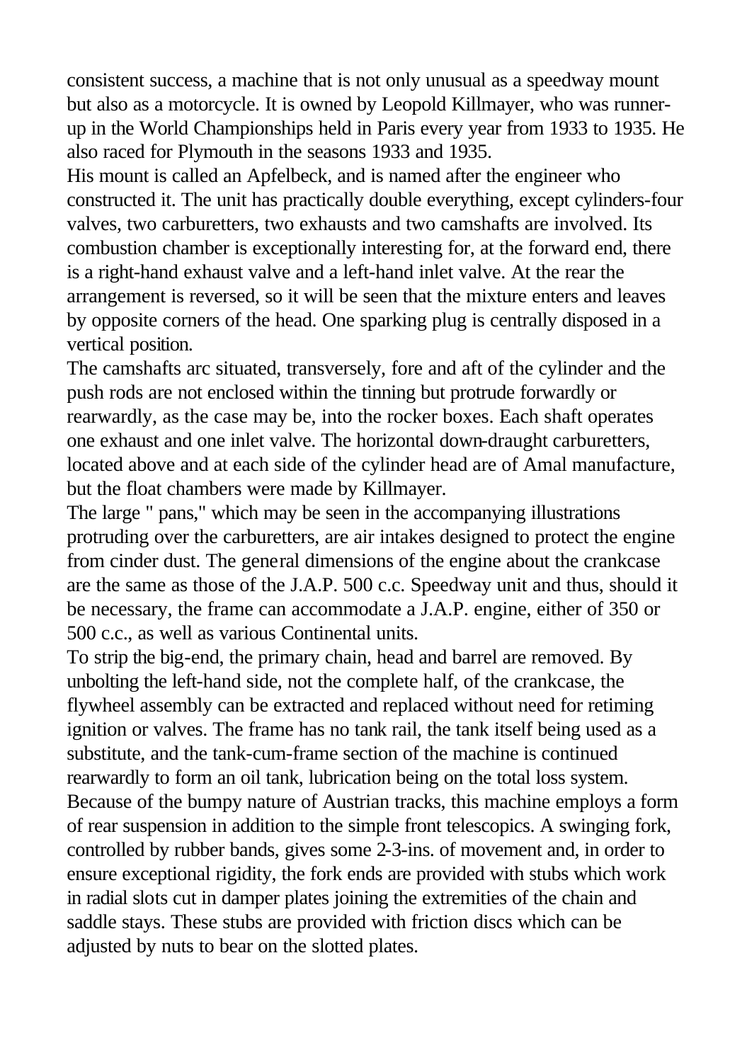consistent success, a machine that is not only unusual as a speedway mount but also as a motorcycle. It is owned by Leopold Killmayer, who was runner-up in the World Championships held in Paris every year from 1933 to 1935. He also raced for Plymouth in the seasons 1933 and 1935.

His mount is called an Apfelbeck, and is named after the engineer who constructed it. The unit has practically double everything, except cylinders-four valves, two carburetters, two exhausts and two camshafts are involved. Its combustion chamber is exceptionally interesting for, at the forward end, there is a right-hand exhaust valve and a left-hand inlet valve. At the rear the arrangement is reversed, so it will be seen that the mixture enters and leaves by opposite corners of the head. One sparking plug is centrally disposed in a vertical position.

The camshafts arc situated, transversely, fore and aft of the cylinder and the push rods are not enclosed within the tinning but protrude forwardly or rearwardly, as the case may be, into the rocker boxes. Each shaft operates one exhaust and one inlet valve. The horizontal down-draught carburetters, located above and at each side of the cylinder head are of Amal manufacture, but the float chambers were made by Killmayer.

The large " pans," which may be seen in the accompanying illustrations protruding over the carburetters, are air intakes designed to protect the engine from cinder dust. The general dimensions of the engine about the crankcase are the same as those of the J.A.P. 500 c.c. Speedway unit and thus, should it be necessary, the frame can accommodate a J.A.P. engine, either of 350 or 500 c.c., as well as various Continental units.

To strip the big-end, the primary chain, head and barrel are removed. By unbolting the left-hand side, not the complete half, of the crankcase, the flywheel assembly can be extracted and replaced without need for retiming ignition or valves. The frame has no tank rail, the tank itself being used as a substitute, and the tank-cum-frame section of the machine is continued rearwardly to form an oil tank, lubrication being on the total loss system.

Because of the bumpy nature of Austrian tracks, this machine employs a form of rear suspension in addition to the simple front telescopics. A swinging fork, controlled by rubber bands, gives some 2-3-ins. of movement and, in order to ensure exceptional rigidity, the fork ends are provided with stubs which work in radial slots cut in damper plates joining the extremities of the chain and saddle stays. These stubs are provided with friction discs which can be adjusted by nuts to bear on the slotted plates.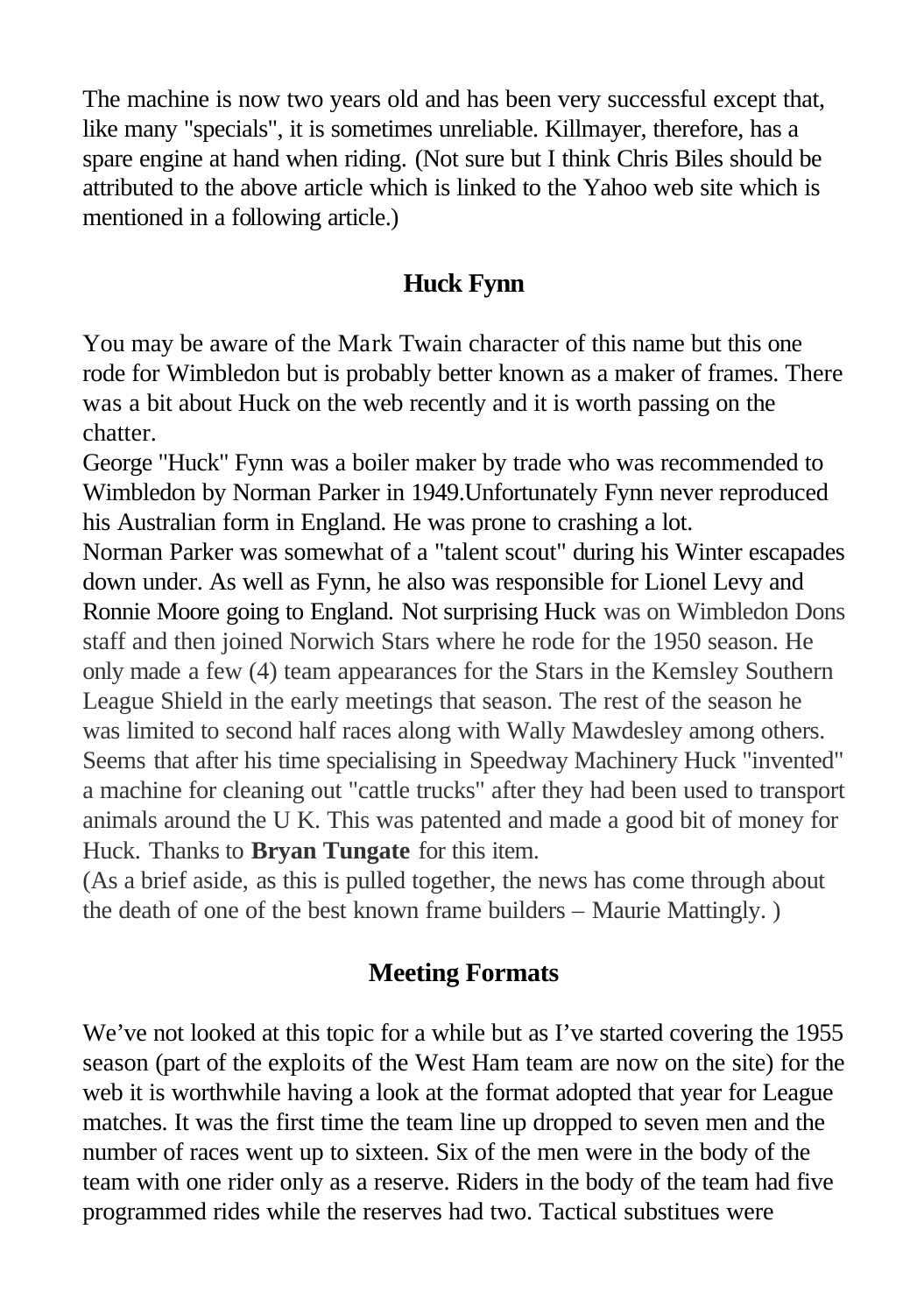The machine is now two years old and has been very successful except that, like many "specials", it is sometimes unreliable. Killmayer, therefore, has a spare engine at hand when riding. (Not sure but I think Chris Biles should be attributed to the above article which is linked to the Yahoo web site which is mentioned in a following article.)

## Huck Fynn

You may be aware of the Mark Twain character of this name but this one rode for Wimbledon but is probably better known as a maker of frames. There was a bit about Huck on the web recently and it is worth passing on the chatter.

George "Huck" Fynn was a boiler maker by trade who was recommended to Wimbledon by Norman Parker in 1949.Unfortunately Fynn never reproduced his Australian form in England. He was prone to crashing a lot.

Norman Parker was somewhat of a "talent scout" during his Winter escapades down under. As well as Fynn, he also was responsible for Lionel Levy and Ronnie Moore going to England. Not surprising Huck was on Wimbledon Dons staff and then joined Norwich Stars where he rode for the 1950 season. He only made a few (4) team appearances for the Stars in the Kemsley Southern League Shield in the early meetings that season. The rest of the season he was limited to second half races along with Wally Mawdesley among others. Seems that after his time specialising in Speedway Machinery Huck "invented" a machine for cleaning out "cattle trucks" after they had been used to transport animals around the U K. This was patented and made a good bit of money for Huck. Thanks to **Bryan Tungate** for this item.

(As a brief aside, as this is pulled together, the news has come through about the death of one of the best known frame builders – Maurie Mattingly. )

## Meeting Formats

We've not looked at this topic for a while but as I've started covering the 1955 season (part of the exploits of the West Ham team are now on the site) for the web it is worthwhile having a look at the format adopted that year for League matches. It was the first time the team line up dropped to seven men and the number of races went up to sixteen. Six of the men were in the body of the team with one rider only as a reserve. Riders in the body of the team had five programmed rides while the reserves had two. Tactical substitues were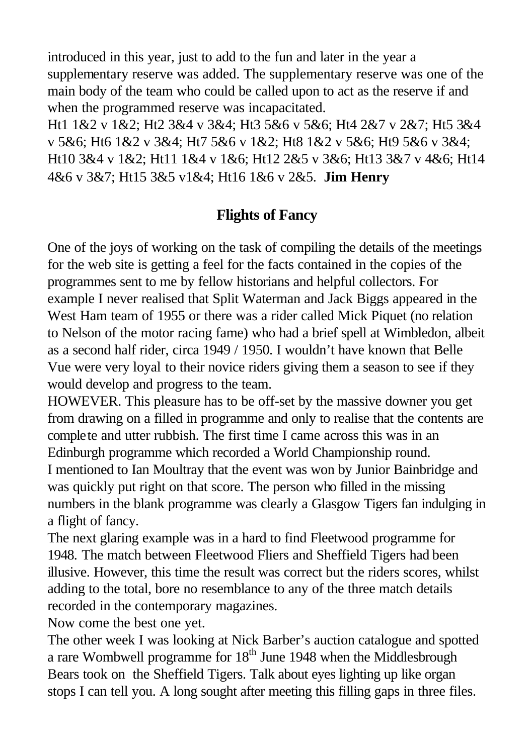introduced in this year, just to add to the fun and later in the year a supplementary reserve was added. The supplementary reserve was one of the main body of the team who could be called upon to act as the reserve if and when the programmed reserve was incapacitated.
Ht1 1&2 v 1&2; Ht2 3&4 v 3&4; Ht3 5&6 v 5&6; Ht4 2&7 v 2&7; Ht5 3&4 v 5&6; Ht6 1&2 v 3&4; Ht7 5&6 v 1&2; Ht8 1&2 v 5&6; Ht9 5&6 v 3&4; Ht10 3&4 v 1&2; Ht11 1&4 v 1&6; Ht12 2&5 v 3&6; Ht13 3&7 v 4&6; Ht14 4&6 v 3&7; Ht15 3&5 v1&4; Ht16 1&6 v 2&5. **Jim Henry**

## Flights of Fancy

One of the joys of working on the task of compiling the details of the meetings for the web site is getting a feel for the facts contained in the copies of the programmes sent to me by fellow historians and helpful collectors. For example I never realised that Split Waterman and Jack Biggs appeared in the West Ham team of 1955 or there was a rider called Mick Piquet (no relation to Nelson of the motor racing fame) who had a brief spell at Wimbledon, albeit as a second half rider, circa 1949 / 1950. I wouldn't have known that Belle Vue were very loyal to their novice riders giving them a season to see if they would develop and progress to the team.
HOWEVER. This pleasure has to be off-set by the massive downer you get from drawing on a filled in programme and only to realise that the contents are complete and utter rubbish. The first time I came across this was in an Edinburgh programme which recorded a World Championship round.
I mentioned to Ian Moultray that the event was won by Junior Bainbridge and was quickly put right on that score. The person who filled in the missing numbers in the blank programme was clearly a Glasgow Tigers fan indulging in a flight of fancy.
The next glaring example was in a hard to find Fleetwood programme for 1948. The match between Fleetwood Fliers and Sheffield Tigers had been illusive. However, this time the result was correct but the riders scores, whilst adding to the total, bore no resemblance to any of the three match details recorded in the contemporary magazines.
Now come the best one yet.
The other week I was looking at Nick Barber's auction catalogue and spotted a rare Wombwell programme for 18th June 1948 when the Middlesbrough Bears took on the Sheffield Tigers. Talk about eyes lighting up like organ stops I can tell you. A long sought after meeting this filling gaps in three files.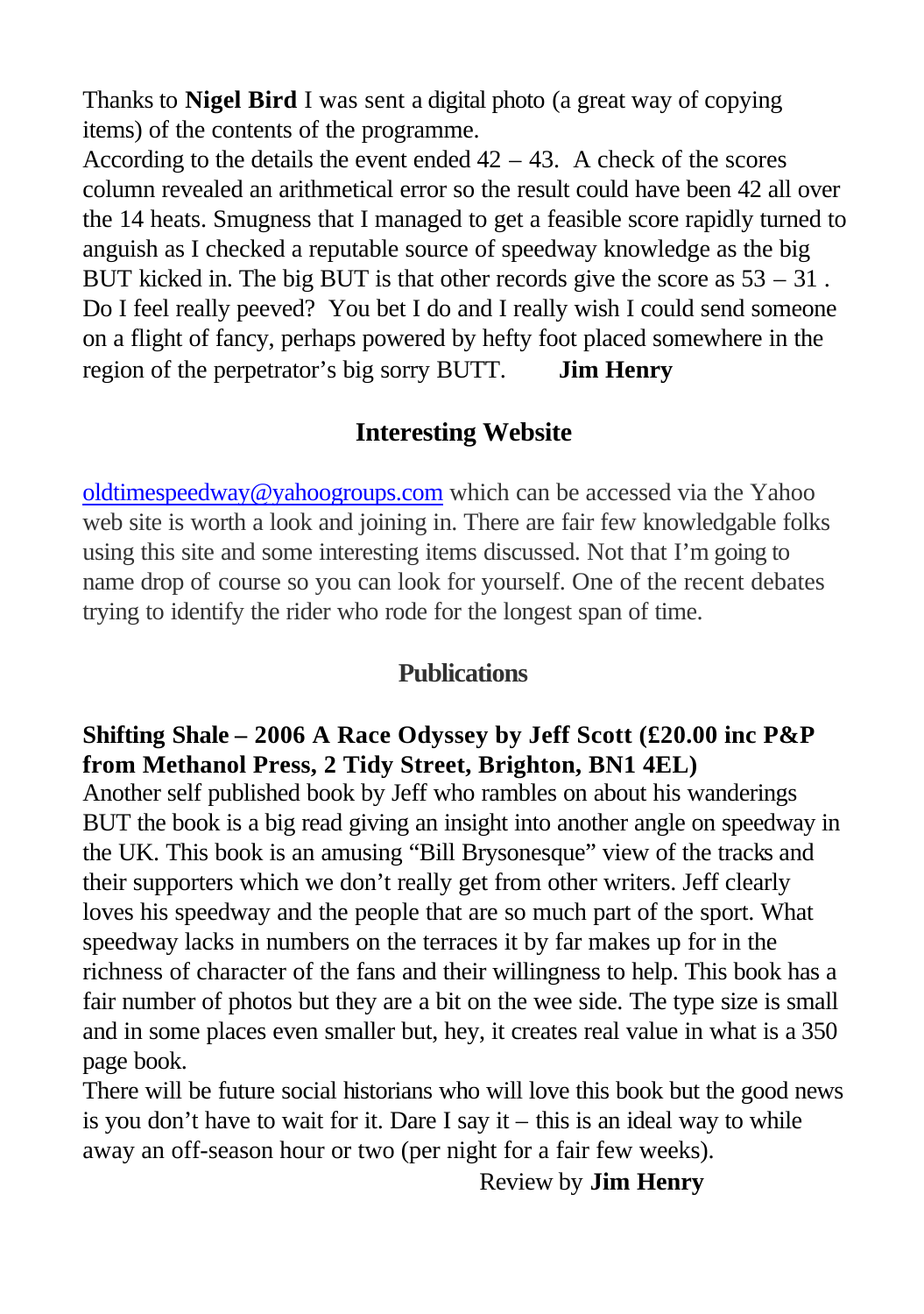Thanks to **Nigel Bird** I was sent a digital photo (a great way of copying items) of the contents of the programme.

According to the details the event ended 42 – 43. A check of the scores column revealed an arithmetical error so the result could have been 42 all over the 14 heats. Smugness that I managed to get a feasible score rapidly turned to anguish as I checked a reputable source of speedway knowledge as the big BUT kicked in. The big BUT is that other records give the score as 53 – 31 . Do I feel really peeved? You bet I do and I really wish I could send someone on a flight of fancy, perhaps powered by hefty foot placed somewhere in the region of the perpetrator's big sorry BUTT. **Jim Henry**

## Interesting Website

oldtimespeedway@yahoogroups.com which can be accessed via the Yahoo web site is worth a look and joining in. There are fair few knowledgable folks using this site and some interesting items discussed. Not that I'm going to name drop of course so you can look for yourself. One of the recent debates trying to identify the rider who rode for the longest span of time.

## Publications

**Shifting Shale – 2006 A Race Odyssey by Jeff Scott (£20.00 inc P&P from Methanol Press, 2 Tidy Street, Brighton, BN1 4EL)**

Another self published book by Jeff who rambles on about his wanderings BUT the book is a big read giving an insight into another angle on speedway in the UK. This book is an amusing "Bill Brysonesque" view of the tracks and their supporters which we don't really get from other writers. Jeff clearly loves his speedway and the people that are so much part of the sport. What speedway lacks in numbers on the terraces it by far makes up for in the richness of character of the fans and their willingness to help. This book has a fair number of photos but they are a bit on the wee side. The type size is small and in some places even smaller but, hey, it creates real value in what is a 350 page book.

There will be future social historians who will love this book but the good news is you don't have to wait for it. Dare I say it – this is an ideal way to while away an off-season hour or two (per night for a fair few weeks).

Review by **Jim Henry**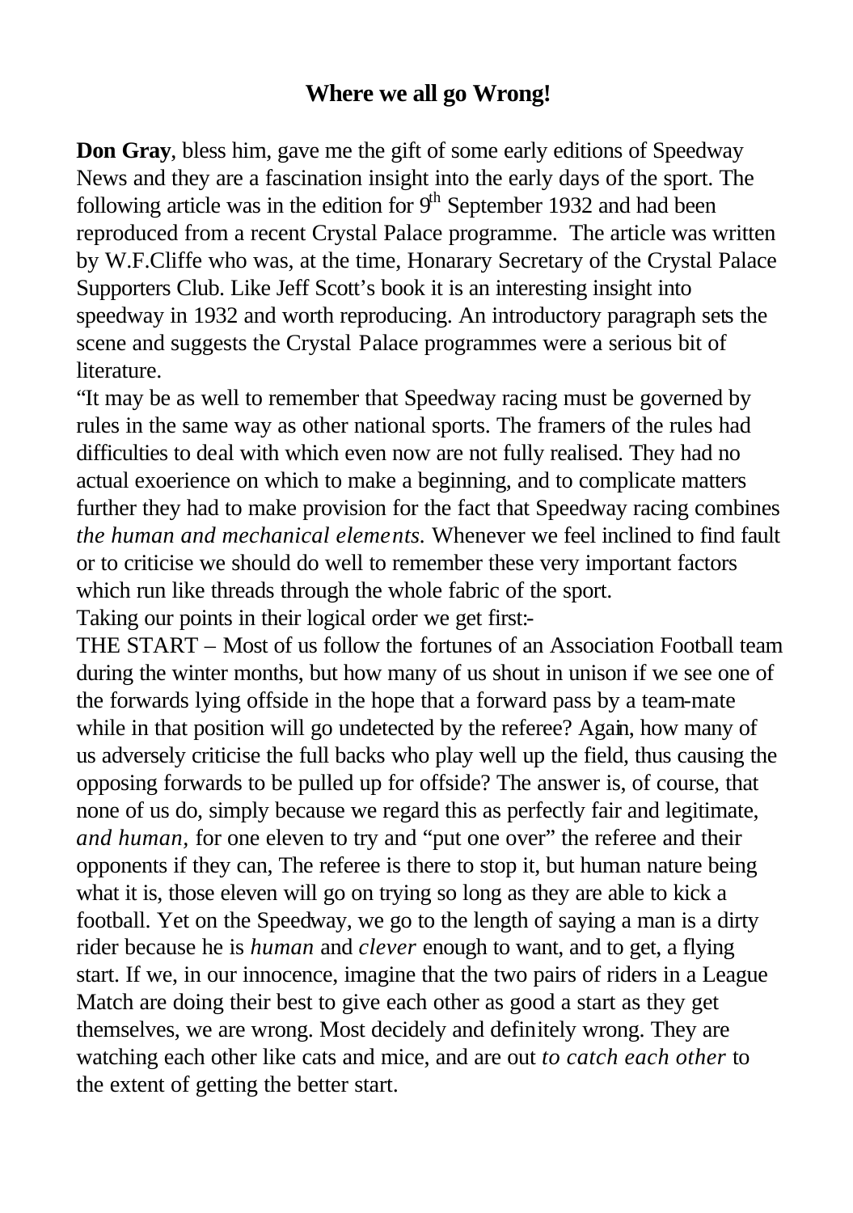## Where we all go Wrong!

**Don Gray**, bless him, gave me the gift of some early editions of Speedway News and they are a fascination insight into the early days of the sport. The following article was in the edition for 9th September 1932 and had been reproduced from a recent Crystal Palace programme. The article was written by W.F.Cliffe who was, at the time, Honarary Secretary of the Crystal Palace Supporters Club. Like Jeff Scott's book it is an interesting insight into speedway in 1932 and worth reproducing. An introductory paragraph sets the scene and suggests the Crystal Palace programmes were a serious bit of literature.

"It may be as well to remember that Speedway racing must be governed by rules in the same way as other national sports. The framers of the rules had difficulties to deal with which even now are not fully realised. They had no actual exoerience on which to make a beginning, and to complicate matters further they had to make provision for the fact that Speedway racing combines *the human and mechanical elements.* Whenever we feel inclined to find fault or to criticise we should do well to remember these very important factors which run like threads through the whole fabric of the sport.

Taking our points in their logical order we get first:-

THE START – Most of us follow the fortunes of an Association Football team during the winter months, but how many of us shout in unison if we see one of the forwards lying offside in the hope that a forward pass by a team-mate while in that position will go undetected by the referee? Again, how many of us adversely criticise the full backs who play well up the field, thus causing the opposing forwards to be pulled up for offside? The answer is, of course, that none of us do, simply because we regard this as perfectly fair and legitimate, *and human,* for one eleven to try and "put one over" the referee and their opponents if they can, The referee is there to stop it, but human nature being what it is, those eleven will go on trying so long as they are able to kick a football. Yet on the Speedway, we go to the length of saying a man is a dirty rider because he is *human* and *clever* enough to want, and to get, a flying start. If we, in our innocence, imagine that the two pairs of riders in a League Match are doing their best to give each other as good a start as they get themselves, we are wrong. Most decidely and definitely wrong. They are watching each other like cats and mice, and are out *to catch each other* to the extent of getting the better start.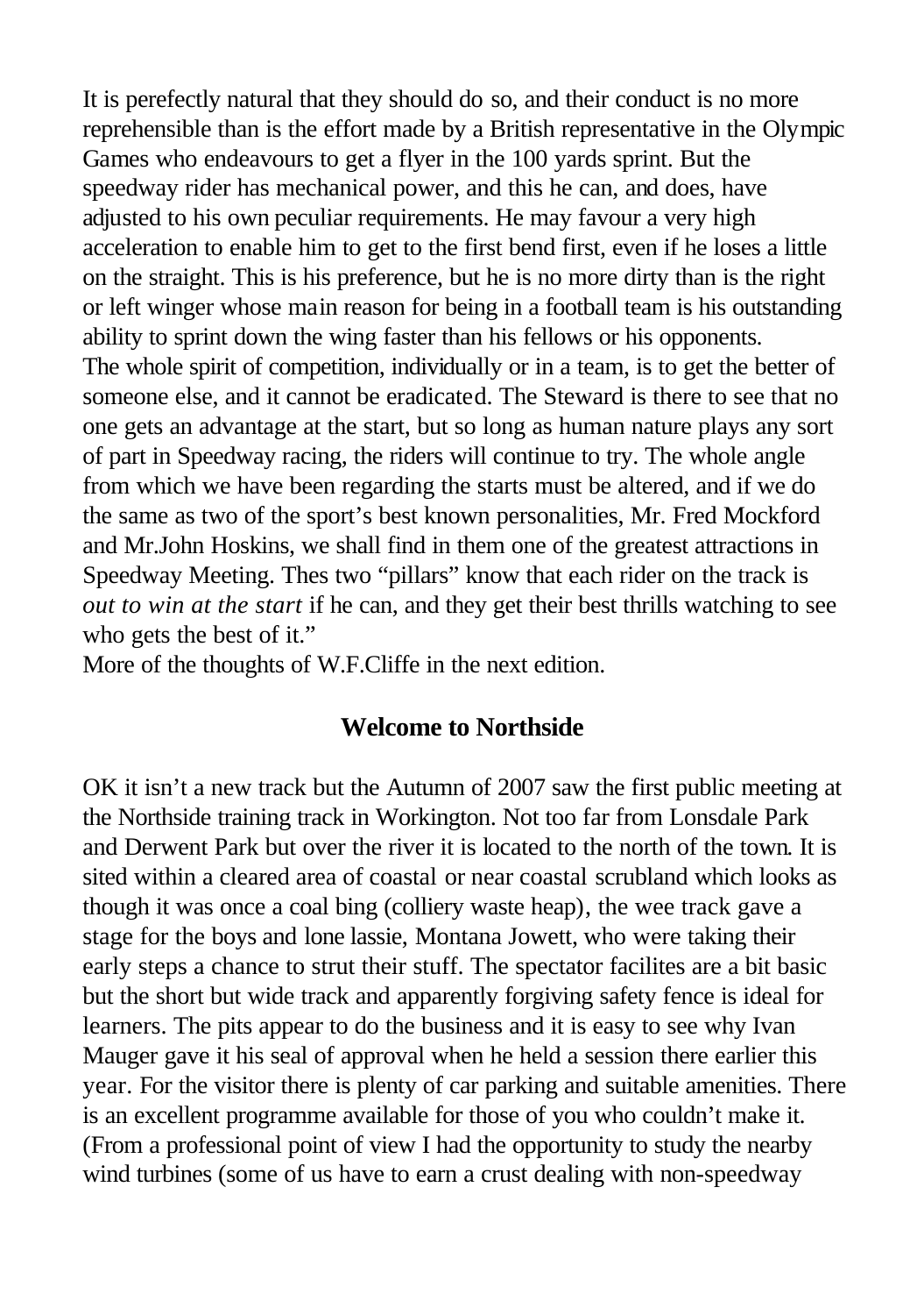It is perefectly natural that they should do so, and their conduct is no more reprehensible than is the effort made by a British representative in the Olympic Games who endeavours to get a flyer in the 100 yards sprint. But the speedway rider has mechanical power, and this he can, and does, have adjusted to his own peculiar requirements. He may favour a very high acceleration to enable him to get to the first bend first, even if he loses a little on the straight. This is his preference, but he is no more dirty than is the right or left winger whose main reason for being in a football team is his outstanding ability to sprint down the wing faster than his fellows or his opponents.

The whole spirit of competition, individually or in a team, is to get the better of someone else, and it cannot be eradicated. The Steward is there to see that no one gets an advantage at the start, but so long as human nature plays any sort of part in Speedway racing, the riders will continue to try. The whole angle from which we have been regarding the starts must be altered, and if we do the same as two of the sport's best known personalities, Mr. Fred Mockford and Mr.John Hoskins, we shall find in them one of the greatest attractions in Speedway Meeting. Thes two "pillars" know that each rider on the track is *out to win at the start* if he can, and they get their best thrills watching to see who gets the best of it."

More of the thoughts of W.F.Cliffe in the next edition.

## Welcome to Northside

OK it isn't a new track but the Autumn of 2007 saw the first public meeting at the Northside training track in Workington. Not too far from Lonsdale Park and Derwent Park but over the river it is located to the north of the town. It is sited within a cleared area of coastal or near coastal scrubland which looks as though it was once a coal bing (colliery waste heap), the wee track gave a stage for the boys and lone lassie, Montana Jowett, who were taking their early steps a chance to strut their stuff. The spectator facilites are a bit basic but the short but wide track and apparently forgiving safety fence is ideal for learners. The pits appear to do the business and it is easy to see why Ivan Mauger gave it his seal of approval when he held a session there earlier this year. For the visitor there is plenty of car parking and suitable amenities. There is an excellent programme available for those of you who couldn't make it. (From a professional point of view I had the opportunity to study the nearby wind turbines (some of us have to earn a crust dealing with non-speedway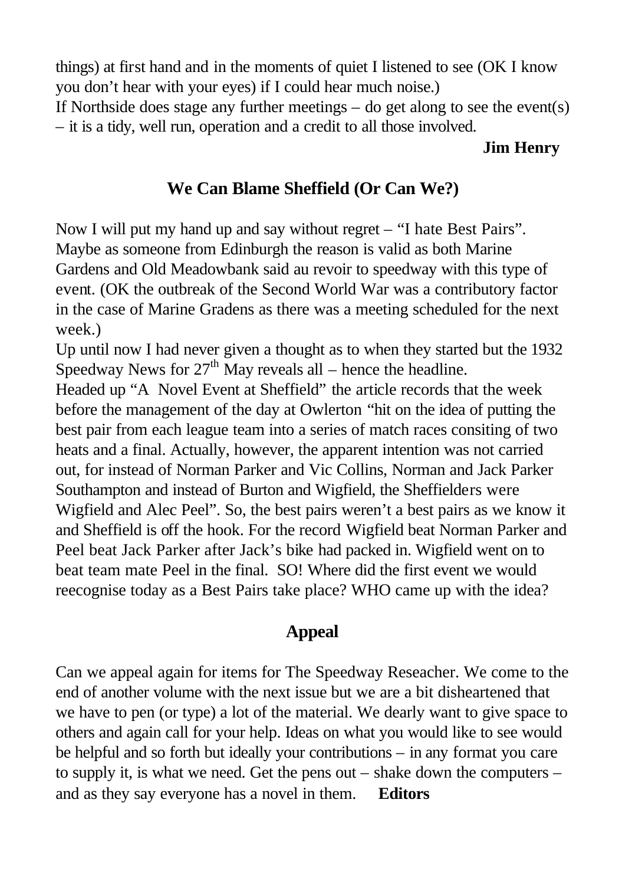things) at first hand and in the moments of quiet I listened to see (OK I know you don't hear with your eyes) if I could hear much noise.)
If Northside does stage any further meetings – do get along to see the event(s) – it is a tidy, well run, operation and a credit to all those involved.

**Jim Henry**

## We Can Blame Sheffield (Or Can We?)

Now I will put my hand up and say without regret – "I hate Best Pairs". Maybe as someone from Edinburgh the reason is valid as both Marine Gardens and Old Meadowbank said au revoir to speedway with this type of event. (OK the outbreak of the Second World War was a contributory factor in the case of Marine Gradens as there was a meeting scheduled for the next week.)
Up until now I had never given a thought as to when they started but the 1932 Speedway News for 27th May reveals all – hence the headline.
Headed up "A Novel Event at Sheffield" the article records that the week before the management of the day at Owlerton "hit on the idea of putting the best pair from each league team into a series of match races consiting of two heats and a final. Actually, however, the apparent intention was not carried out, for instead of Norman Parker and Vic Collins, Norman and Jack Parker Southampton and instead of Burton and Wigfield, the Sheffielders were Wigfield and Alec Peel". So, the best pairs weren't a best pairs as we know it and Sheffield is off the hook. For the record Wigfield beat Norman Parker and Peel beat Jack Parker after Jack's bike had packed in. Wigfield went on to beat team mate Peel in the final. SO! Where did the first event we would reecognise today as a Best Pairs take place? WHO came up with the idea?

## Appeal

Can we appeal again for items for The Speedway Reseacher. We come to the end of another volume with the next issue but we are a bit disheartened that we have to pen (or type) a lot of the material. We dearly want to give space to others and again call for your help. Ideas on what you would like to see would be helpful and so forth but ideally your contributions – in any format you care to supply it, is what we need. Get the pens out – shake down the computers – and as they say everyone has a novel in them. **Editors**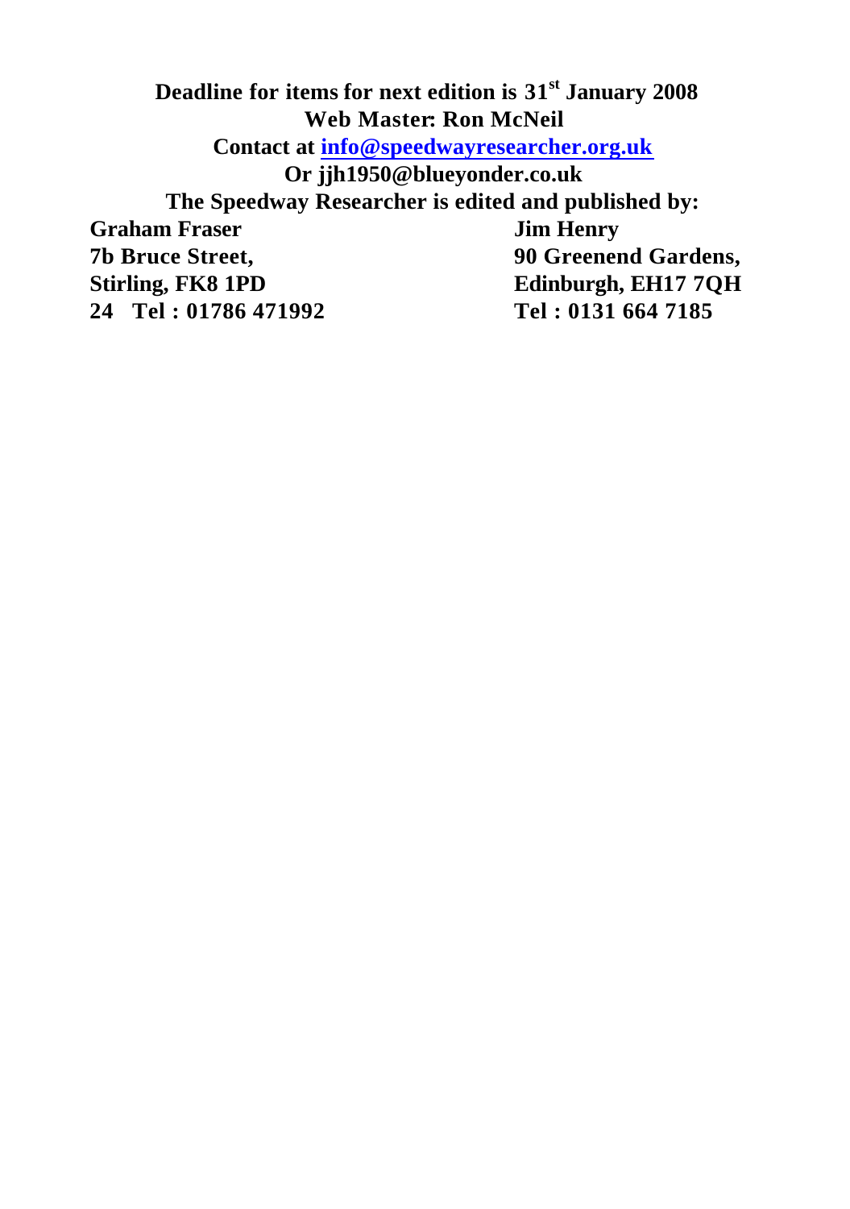**Deadline for items for next edition is 31st January 2008**

**Web Master: Ron McNeil**

**Contact at info@speedwayresearcher.org.uk**

**Or jjh1950@blueyonder.co.uk**

**The Speedway Researcher is edited and published by:**

**Graham Fraser**
**7b Bruce Street,**
**Stirling, FK8 1PD**
**Tel : 01786 471992**

**Jim Henry**
**90 Greenend Gardens,**
**Edinburgh, EH17 7QH**
**Tel : 0131 664 7185**